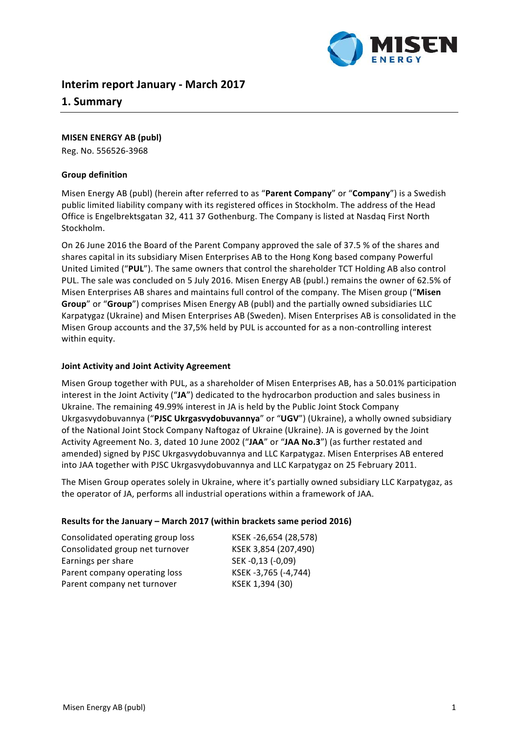# Interim report January - March 2017

## 1. Summary

**MISEN ENERGY AB (publ)**
Reg. No. 556526-3968

### Group definition

Misen Energy AB (publ) (herein after referred to as "**Parent Company**" or "**Company**") is a Swedish public limited liability company with its registered offices in Stockholm. The address of the Head Office is Engelbrektsgatan 32, 411 37 Gothenburg. The Company is listed at Nasdaq First North Stockholm.

On 26 June 2016 the Board of the Parent Company approved the sale of 37.5 % of the shares and shares capital in its subsidiary Misen Enterprises AB to the Hong Kong based company Powerful United Limited ("**PUL**"). The same owners that control the shareholder TCT Holding AB also control PUL. The sale was concluded on 5 July 2016. Misen Energy AB (publ.) remains the owner of 62.5% of Misen Enterprises AB shares and maintains full control of the company. The Misen group ("**Misen Group**" or "**Group**") comprises Misen Energy AB (publ) and the partially owned subsidiaries LLC Karpatygaz (Ukraine) and Misen Enterprises AB (Sweden). Misen Enterprises AB is consolidated in the Misen Group accounts and the 37,5% held by PUL is accounted for as a non-controlling interest within equity.

### Joint Activity and Joint Activity Agreement

Misen Group together with PUL, as a shareholder of Misen Enterprises AB, has a 50.01% participation interest in the Joint Activity ("**JA**") dedicated to the hydrocarbon production and sales business in Ukraine. The remaining 49.99% interest in JA is held by the Public Joint Stock Company Ukrgasvydobuvannya ("**PJSC Ukrgasvydobuvannya**" or "**UGV**") (Ukraine), a wholly owned subsidiary of the National Joint Stock Company Naftogaz of Ukraine (Ukraine). JA is governed by the Joint Activity Agreement No. 3, dated 10 June 2002 ("**JAA**" or "**JAA No.3**") (as further restated and amended) signed by PJSC Ukrgasvydobuvannya and LLC Karpatygaz. Misen Enterprises AB entered into JAA together with PJSC Ukrgasvydobuvannya and LLC Karpatygaz on 25 February 2011.

The Misen Group operates solely in Ukraine, where it's partially owned subsidiary LLC Karpatygaz, as the operator of JA, performs all industrial operations within a framework of JAA.

### Results for the January – March 2017 (within brackets same period 2016)

| | |
|---|---|
| Consolidated operating group loss | KSEK -26,654 (28,578) |
| Consolidated group net turnover | KSEK 3,854 (207,490) |
| Earnings per share | SEK -0,13 (-0,09) |
| Parent company operating loss | KSEK -3,765 (-4,744) |
| Parent company net turnover | KSEK 1,394 (30) |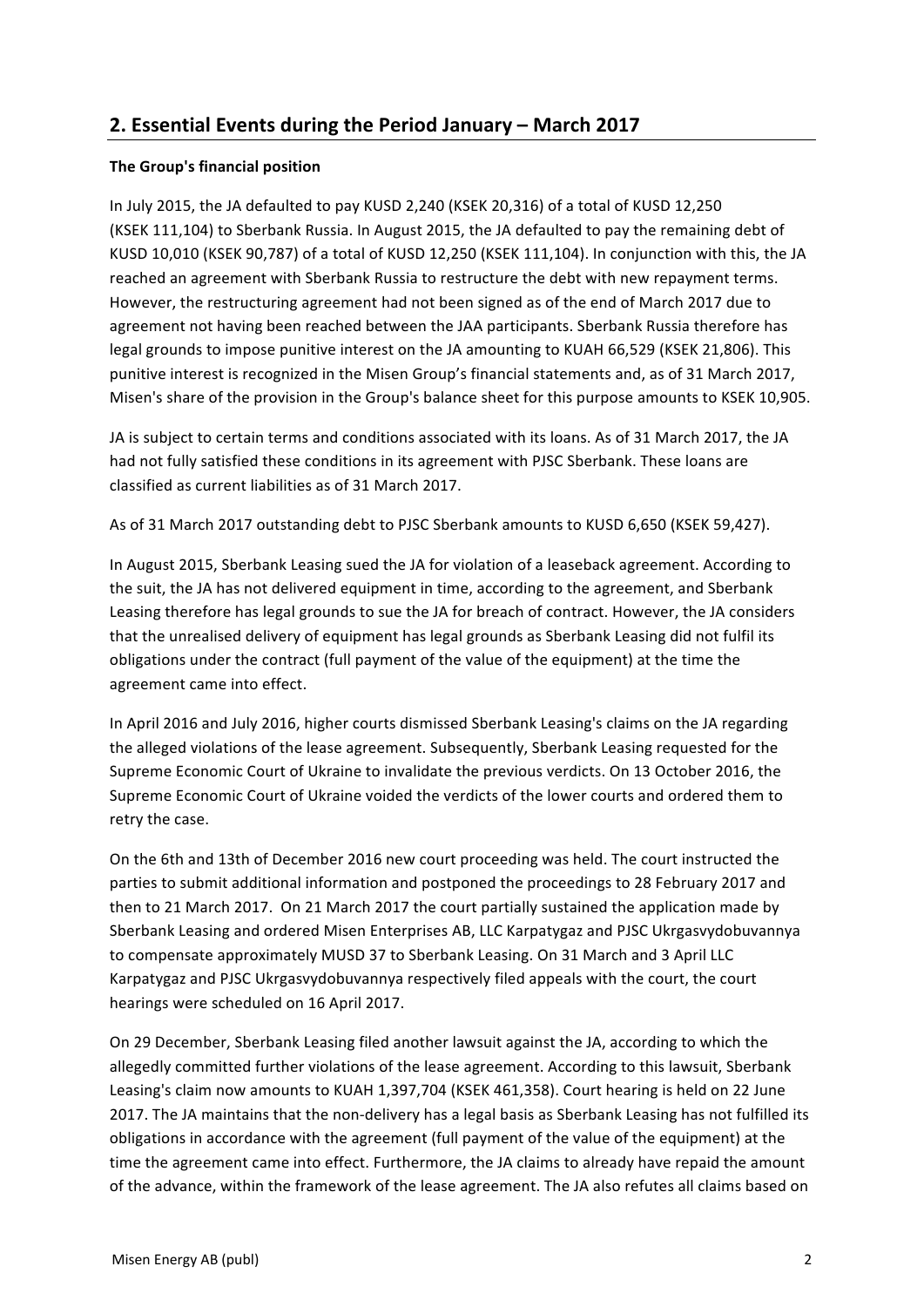## 2. Essential Events during the Period January – March 2017

**The Group's financial position**

In July 2015, the JA defaulted to pay KUSD 2,240 (KSEK 20,316) of a total of KUSD 12,250 (KSEK 111,104) to Sberbank Russia. In August 2015, the JA defaulted to pay the remaining debt of KUSD 10,010 (KSEK 90,787) of a total of KUSD 12,250 (KSEK 111,104). In conjunction with this, the JA reached an agreement with Sberbank Russia to restructure the debt with new repayment terms. However, the restructuring agreement had not been signed as of the end of March 2017 due to agreement not having been reached between the JAA participants. Sberbank Russia therefore has legal grounds to impose punitive interest on the JA amounting to KUAH 66,529 (KSEK 21,806). This punitive interest is recognized in the Misen Group's financial statements and, as of 31 March 2017, Misen's share of the provision in the Group's balance sheet for this purpose amounts to KSEK 10,905.

JA is subject to certain terms and conditions associated with its loans. As of 31 March 2017, the JA had not fully satisfied these conditions in its agreement with PJSC Sberbank. These loans are classified as current liabilities as of 31 March 2017.

As of 31 March 2017 outstanding debt to PJSC Sberbank amounts to KUSD 6,650 (KSEK 59,427).

In August 2015, Sberbank Leasing sued the JA for violation of a leaseback agreement. According to the suit, the JA has not delivered equipment in time, according to the agreement, and Sberbank Leasing therefore has legal grounds to sue the JA for breach of contract. However, the JA considers that the unrealised delivery of equipment has legal grounds as Sberbank Leasing did not fulfil its obligations under the contract (full payment of the value of the equipment) at the time the agreement came into effect.

In April 2016 and July 2016, higher courts dismissed Sberbank Leasing's claims on the JA regarding the alleged violations of the lease agreement. Subsequently, Sberbank Leasing requested for the Supreme Economic Court of Ukraine to invalidate the previous verdicts. On 13 October 2016, the Supreme Economic Court of Ukraine voided the verdicts of the lower courts and ordered them to retry the case.

On the 6th and 13th of December 2016 new court proceeding was held. The court instructed the parties to submit additional information and postponed the proceedings to 28 February 2017 and then to 21 March 2017. On 21 March 2017 the court partially sustained the application made by Sberbank Leasing and ordered Misen Enterprises AB, LLC Karpatygaz and PJSC Ukrgasvydobuvannya to compensate approximately MUSD 37 to Sberbank Leasing. On 31 March and 3 April LLC Karpatygaz and PJSC Ukrgasvydobuvannya respectively filed appeals with the court, the court hearings were scheduled on 16 April 2017.

On 29 December, Sberbank Leasing filed another lawsuit against the JA, according to which the allegedly committed further violations of the lease agreement. According to this lawsuit, Sberbank Leasing's claim now amounts to KUAH 1,397,704 (KSEK 461,358). Court hearing is held on 22 June 2017. The JA maintains that the non-delivery has a legal basis as Sberbank Leasing has not fulfilled its obligations in accordance with the agreement (full payment of the value of the equipment) at the time the agreement came into effect. Furthermore, the JA claims to already have repaid the amount of the advance, within the framework of the lease agreement. The JA also refutes all claims based on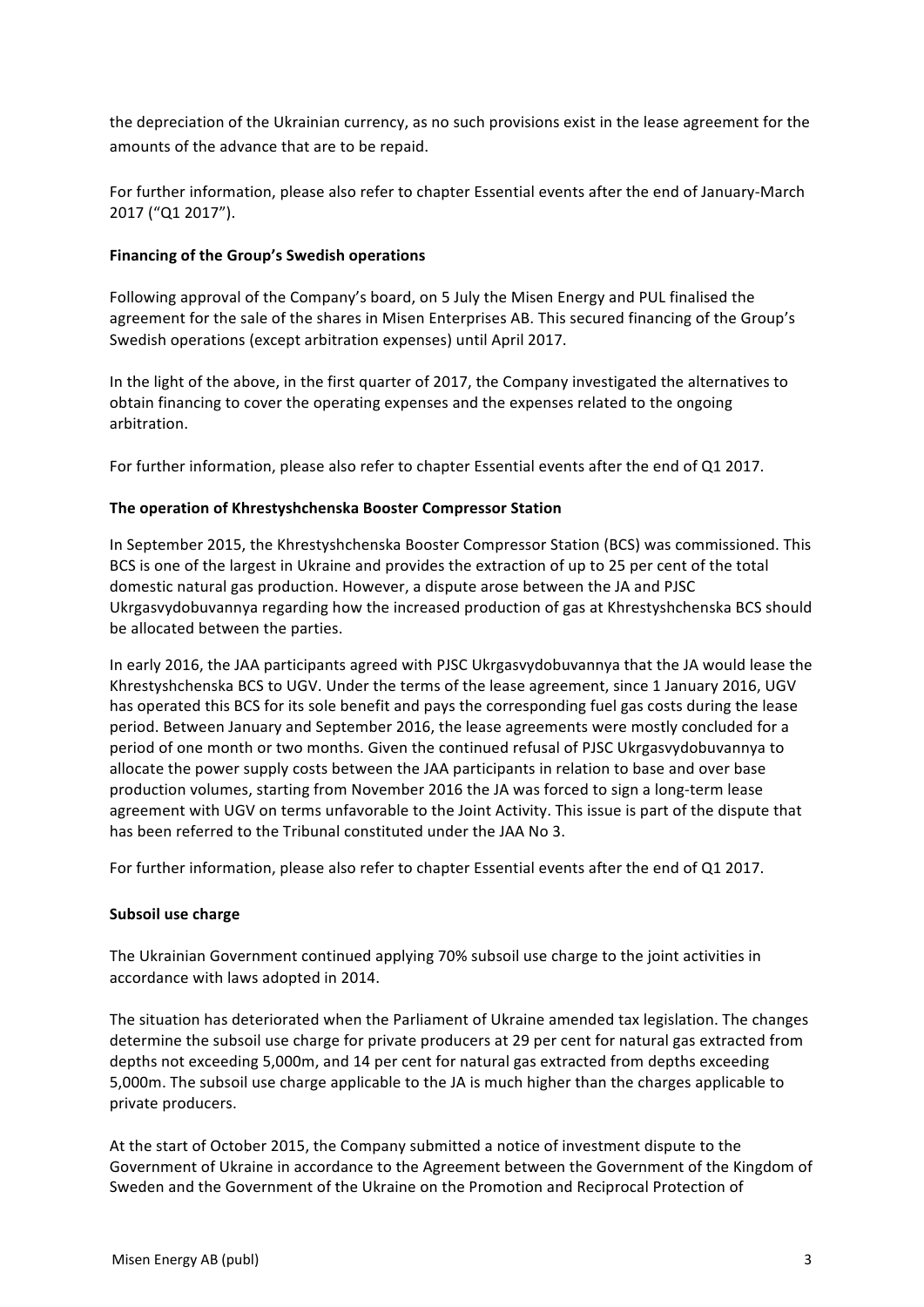the depreciation of the Ukrainian currency, as no such provisions exist in the lease agreement for the amounts of the advance that are to be repaid.

For further information, please also refer to chapter Essential events after the end of January-March 2017 ("Q1 2017").

**Financing of the Group's Swedish operations**

Following approval of the Company's board, on 5 July the Misen Energy and PUL finalised the agreement for the sale of the shares in Misen Enterprises AB. This secured financing of the Group's Swedish operations (except arbitration expenses) until April 2017.

In the light of the above, in the first quarter of 2017, the Company investigated the alternatives to obtain financing to cover the operating expenses and the expenses related to the ongoing arbitration.

For further information, please also refer to chapter Essential events after the end of Q1 2017.

**The operation of Khrestyshchenska Booster Compressor Station**

In September 2015, the Khrestyshchenska Booster Compressor Station (BCS) was commissioned. This BCS is one of the largest in Ukraine and provides the extraction of up to 25 per cent of the total domestic natural gas production. However, a dispute arose between the JA and PJSC Ukrgasvydobuvannya regarding how the increased production of gas at Khrestyshchenska BCS should be allocated between the parties.

In early 2016, the JAA participants agreed with PJSC Ukrgasvydobuvannya that the JA would lease the Khrestyshchenska BCS to UGV. Under the terms of the lease agreement, since 1 January 2016, UGV has operated this BCS for its sole benefit and pays the corresponding fuel gas costs during the lease period. Between January and September 2016, the lease agreements were mostly concluded for a period of one month or two months. Given the continued refusal of PJSC Ukrgasvydobuvannya to allocate the power supply costs between the JAA participants in relation to base and over base production volumes, starting from November 2016 the JA was forced to sign a long-term lease agreement with UGV on terms unfavorable to the Joint Activity. This issue is part of the dispute that has been referred to the Tribunal constituted under the JAA No 3.

For further information, please also refer to chapter Essential events after the end of Q1 2017.

**Subsoil use charge**

The Ukrainian Government continued applying 70% subsoil use charge to the joint activities in accordance with laws adopted in 2014.

The situation has deteriorated when the Parliament of Ukraine amended tax legislation. The changes determine the subsoil use charge for private producers at 29 per cent for natural gas extracted from depths not exceeding 5,000m, and 14 per cent for natural gas extracted from depths exceeding 5,000m. The subsoil use charge applicable to the JA is much higher than the charges applicable to private producers.

At the start of October 2015, the Company submitted a notice of investment dispute to the Government of Ukraine in accordance to the Agreement between the Government of the Kingdom of Sweden and the Government of the Ukraine on the Promotion and Reciprocal Protection of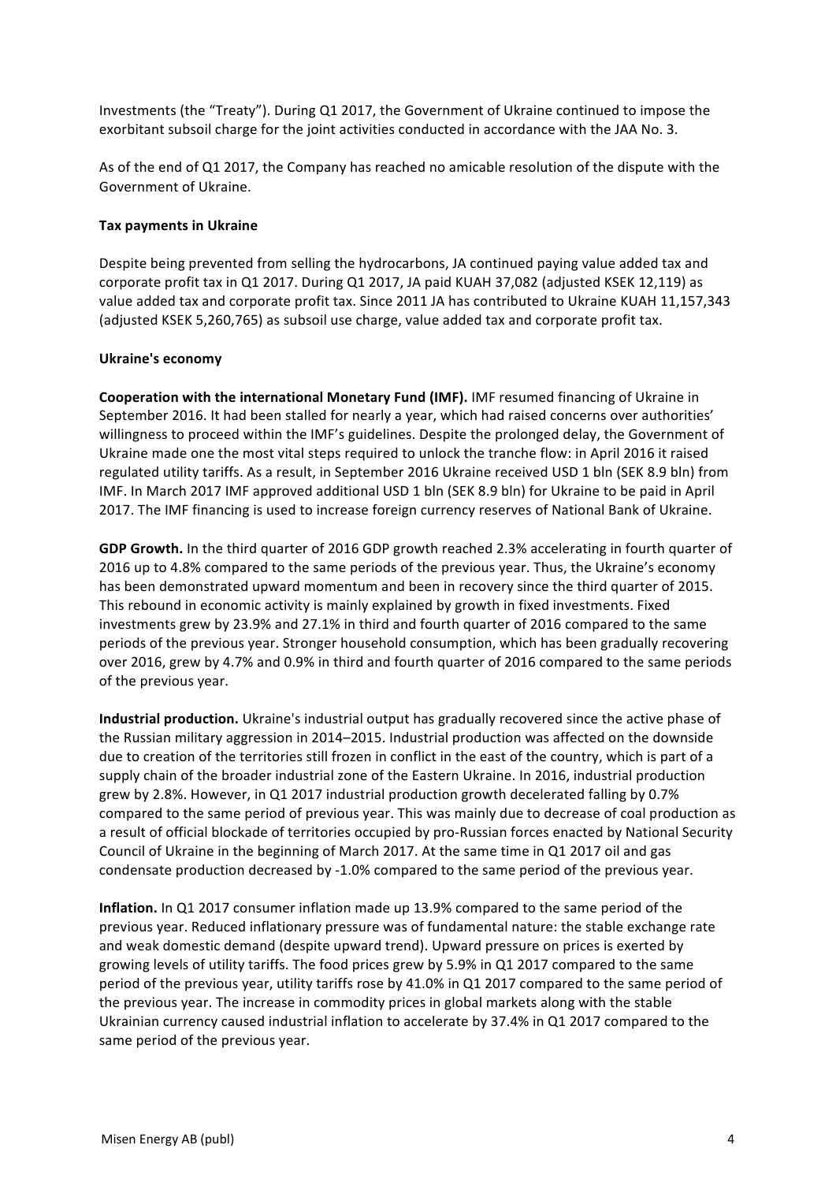Investments (the "Treaty"). During Q1 2017, the Government of Ukraine continued to impose the exorbitant subsoil charge for the joint activities conducted in accordance with the JAA No. 3.

As of the end of Q1 2017, the Company has reached no amicable resolution of the dispute with the Government of Ukraine.

**Tax payments in Ukraine**

Despite being prevented from selling the hydrocarbons, JA continued paying value added tax and corporate profit tax in Q1 2017. During Q1 2017, JA paid KUAH 37,082 (adjusted KSEK 12,119) as value added tax and corporate profit tax. Since 2011 JA has contributed to Ukraine KUAH 11,157,343 (adjusted KSEK 5,260,765) as subsoil use charge, value added tax and corporate profit tax.

**Ukraine's economy**

**Cooperation with the international Monetary Fund (IMF).** IMF resumed financing of Ukraine in September 2016. It had been stalled for nearly a year, which had raised concerns over authorities' willingness to proceed within the IMF's guidelines. Despite the prolonged delay, the Government of Ukraine made one the most vital steps required to unlock the tranche flow: in April 2016 it raised regulated utility tariffs. As a result, in September 2016 Ukraine received USD 1 bln (SEK 8.9 bln) from IMF. In March 2017 IMF approved additional USD 1 bln (SEK 8.9 bln) for Ukraine to be paid in April 2017. The IMF financing is used to increase foreign currency reserves of National Bank of Ukraine.

**GDP Growth.** In the third quarter of 2016 GDP growth reached 2.3% accelerating in fourth quarter of 2016 up to 4.8% compared to the same periods of the previous year. Thus, the Ukraine's economy has been demonstrated upward momentum and been in recovery since the third quarter of 2015. This rebound in economic activity is mainly explained by growth in fixed investments. Fixed investments grew by 23.9% and 27.1% in third and fourth quarter of 2016 compared to the same periods of the previous year. Stronger household consumption, which has been gradually recovering over 2016, grew by 4.7% and 0.9% in third and fourth quarter of 2016 compared to the same periods of the previous year.

**Industrial production.** Ukraine's industrial output has gradually recovered since the active phase of the Russian military aggression in 2014–2015. Industrial production was affected on the downside due to creation of the territories still frozen in conflict in the east of the country, which is part of a supply chain of the broader industrial zone of the Eastern Ukraine. In 2016, industrial production grew by 2.8%. However, in Q1 2017 industrial production growth decelerated falling by 0.7% compared to the same period of previous year. This was mainly due to decrease of coal production as a result of official blockade of territories occupied by pro-Russian forces enacted by National Security Council of Ukraine in the beginning of March 2017. At the same time in Q1 2017 oil and gas condensate production decreased by -1.0% compared to the same period of the previous year.

**Inflation.** In Q1 2017 consumer inflation made up 13.9% compared to the same period of the previous year. Reduced inflationary pressure was of fundamental nature: the stable exchange rate and weak domestic demand (despite upward trend). Upward pressure on prices is exerted by growing levels of utility tariffs. The food prices grew by 5.9% in Q1 2017 compared to the same period of the previous year, utility tariffs rose by 41.0% in Q1 2017 compared to the same period of the previous year. The increase in commodity prices in global markets along with the stable Ukrainian currency caused industrial inflation to accelerate by 37.4% in Q1 2017 compared to the same period of the previous year.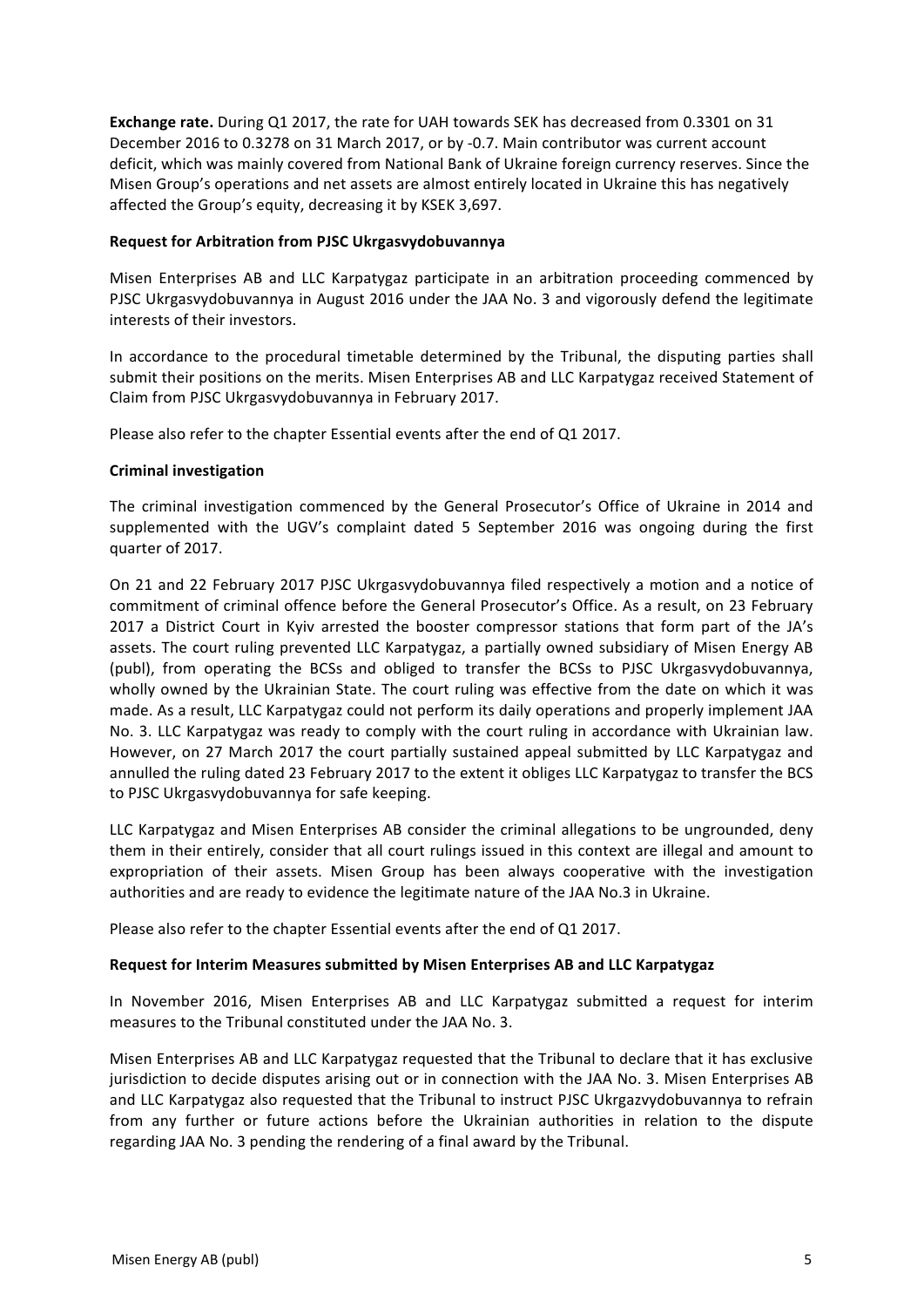**Exchange rate.** During Q1 2017, the rate for UAH towards SEK has decreased from 0.3301 on 31 December 2016 to 0.3278 on 31 March 2017, or by -0.7. Main contributor was current account deficit, which was mainly covered from National Bank of Ukraine foreign currency reserves. Since the Misen Group's operations and net assets are almost entirely located in Ukraine this has negatively affected the Group's equity, decreasing it by KSEK 3,697.

**Request for Arbitration from PJSC Ukrgasvydobuvannya**

Misen Enterprises AB and LLC Karpatygaz participate in an arbitration proceeding commenced by PJSC Ukrgasvydobuvannya in August 2016 under the JAA No. 3 and vigorously defend the legitimate interests of their investors.

In accordance to the procedural timetable determined by the Tribunal, the disputing parties shall submit their positions on the merits. Misen Enterprises AB and LLC Karpatygaz received Statement of Claim from PJSC Ukrgasvydobuvannya in February 2017.

Please also refer to the chapter Essential events after the end of Q1 2017.

**Criminal investigation**

The criminal investigation commenced by the General Prosecutor's Office of Ukraine in 2014 and supplemented with the UGV's complaint dated 5 September 2016 was ongoing during the first quarter of 2017.

On 21 and 22 February 2017 PJSC Ukrgasvydobuvannya filed respectively a motion and a notice of commitment of criminal offence before the General Prosecutor's Office. As a result, on 23 February 2017 a District Court in Kyiv arrested the booster compressor stations that form part of the JA's assets. The court ruling prevented LLC Karpatygaz, a partially owned subsidiary of Misen Energy AB (publ), from operating the BCSs and obliged to transfer the BCSs to PJSC Ukrgasvydobuvannya, wholly owned by the Ukrainian State. The court ruling was effective from the date on which it was made. As a result, LLC Karpatygaz could not perform its daily operations and properly implement JAA No. 3. LLC Karpatygaz was ready to comply with the court ruling in accordance with Ukrainian law. However, on 27 March 2017 the court partially sustained appeal submitted by LLC Karpatygaz and annulled the ruling dated 23 February 2017 to the extent it obliges LLC Karpatygaz to transfer the BCS to PJSC Ukrgasvydobuvannya for safe keeping.

LLC Karpatygaz and Misen Enterprises AB consider the criminal allegations to be ungrounded, deny them in their entirely, consider that all court rulings issued in this context are illegal and amount to expropriation of their assets. Misen Group has been always cooperative with the investigation authorities and are ready to evidence the legitimate nature of the JAA No.3 in Ukraine.

Please also refer to the chapter Essential events after the end of Q1 2017.

**Request for Interim Measures submitted by Misen Enterprises AB and LLC Karpatygaz**

In November 2016, Misen Enterprises AB and LLC Karpatygaz submitted a request for interim measures to the Tribunal constituted under the JAA No. 3.

Misen Enterprises AB and LLC Karpatygaz requested that the Tribunal to declare that it has exclusive jurisdiction to decide disputes arising out or in connection with the JAA No. 3. Misen Enterprises AB and LLC Karpatygaz also requested that the Tribunal to instruct PJSC Ukrgazvydobuvannya to refrain from any further or future actions before the Ukrainian authorities in relation to the dispute regarding JAA No. 3 pending the rendering of a final award by the Tribunal.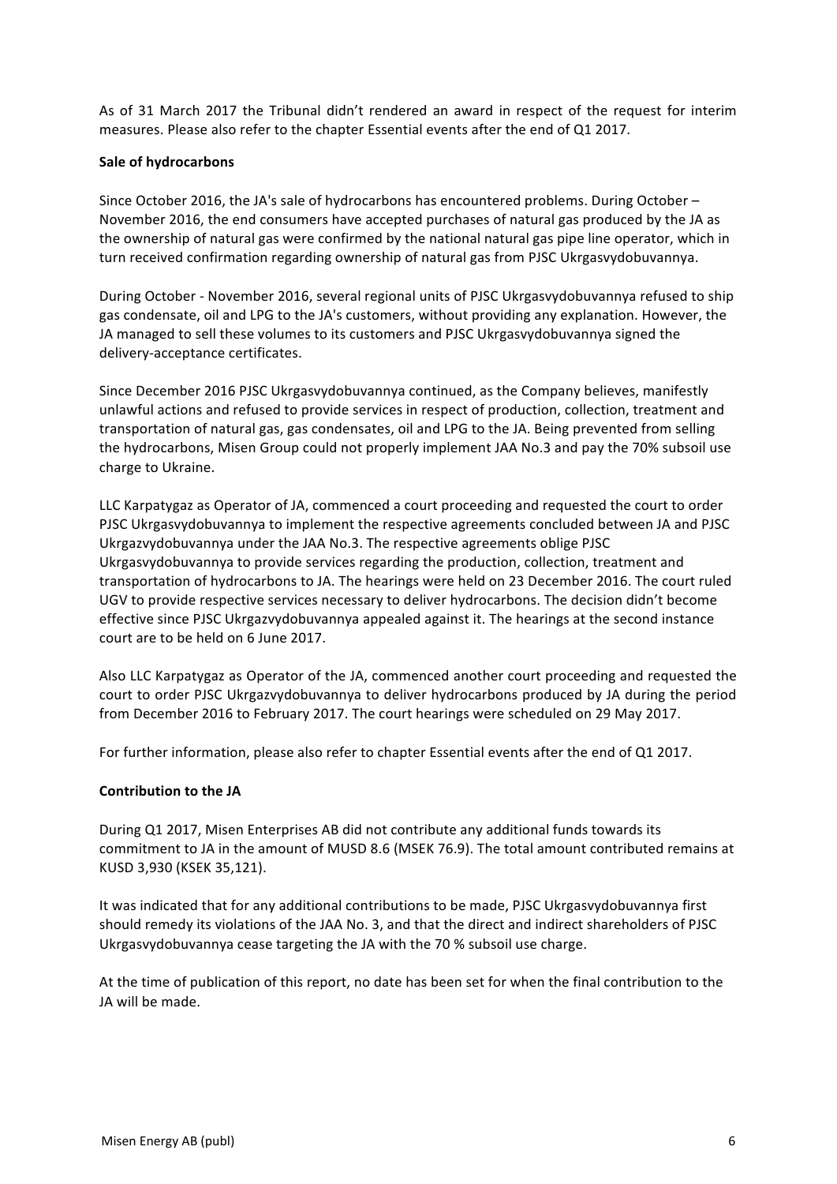As of 31 March 2017 the Tribunal didn't rendered an award in respect of the request for interim measures. Please also refer to the chapter Essential events after the end of Q1 2017.

**Sale of hydrocarbons**

Since October 2016, the JA's sale of hydrocarbons has encountered problems. During October – November 2016, the end consumers have accepted purchases of natural gas produced by the JA as the ownership of natural gas were confirmed by the national natural gas pipe line operator, which in turn received confirmation regarding ownership of natural gas from PJSC Ukrgasvydobuvannya.

During October - November 2016, several regional units of PJSC Ukrgasvydobuvannya refused to ship gas condensate, oil and LPG to the JA's customers, without providing any explanation. However, the JA managed to sell these volumes to its customers and PJSC Ukrgasvydobuvannya signed the delivery-acceptance certificates.

Since December 2016 PJSC Ukrgasvydobuvannya continued, as the Company believes, manifestly unlawful actions and refused to provide services in respect of production, collection, treatment and transportation of natural gas, gas condensates, oil and LPG to the JA. Being prevented from selling the hydrocarbons, Misen Group could not properly implement JAA No.3 and pay the 70% subsoil use charge to Ukraine.

LLC Karpatygaz as Operator of JA, commenced a court proceeding and requested the court to order PJSC Ukrgasvydobuvannya to implement the respective agreements concluded between JA and PJSC Ukrgazvydobuvannya under the JAA No.3. The respective agreements oblige PJSC Ukrgasvydobuvannya to provide services regarding the production, collection, treatment and transportation of hydrocarbons to JA. The hearings were held on 23 December 2016. The court ruled UGV to provide respective services necessary to deliver hydrocarbons. The decision didn't become effective since PJSC Ukrgazvydobuvannya appealed against it. The hearings at the second instance court are to be held on 6 June 2017.

Also LLC Karpatygaz as Operator of the JA, commenced another court proceeding and requested the court to order PJSC Ukrgazvydobuvannya to deliver hydrocarbons produced by JA during the period from December 2016 to February 2017. The court hearings were scheduled on 29 May 2017.

For further information, please also refer to chapter Essential events after the end of Q1 2017.

**Contribution to the JA**

During Q1 2017, Misen Enterprises AB did not contribute any additional funds towards its commitment to JA in the amount of MUSD 8.6 (MSEK 76.9). The total amount contributed remains at KUSD 3,930 (KSEK 35,121).

It was indicated that for any additional contributions to be made, PJSC Ukrgasvydobuvannya first should remedy its violations of the JAA No. 3, and that the direct and indirect shareholders of PJSC Ukrgasvydobuvannya cease targeting the JA with the 70 % subsoil use charge.

At the time of publication of this report, no date has been set for when the final contribution to the JA will be made.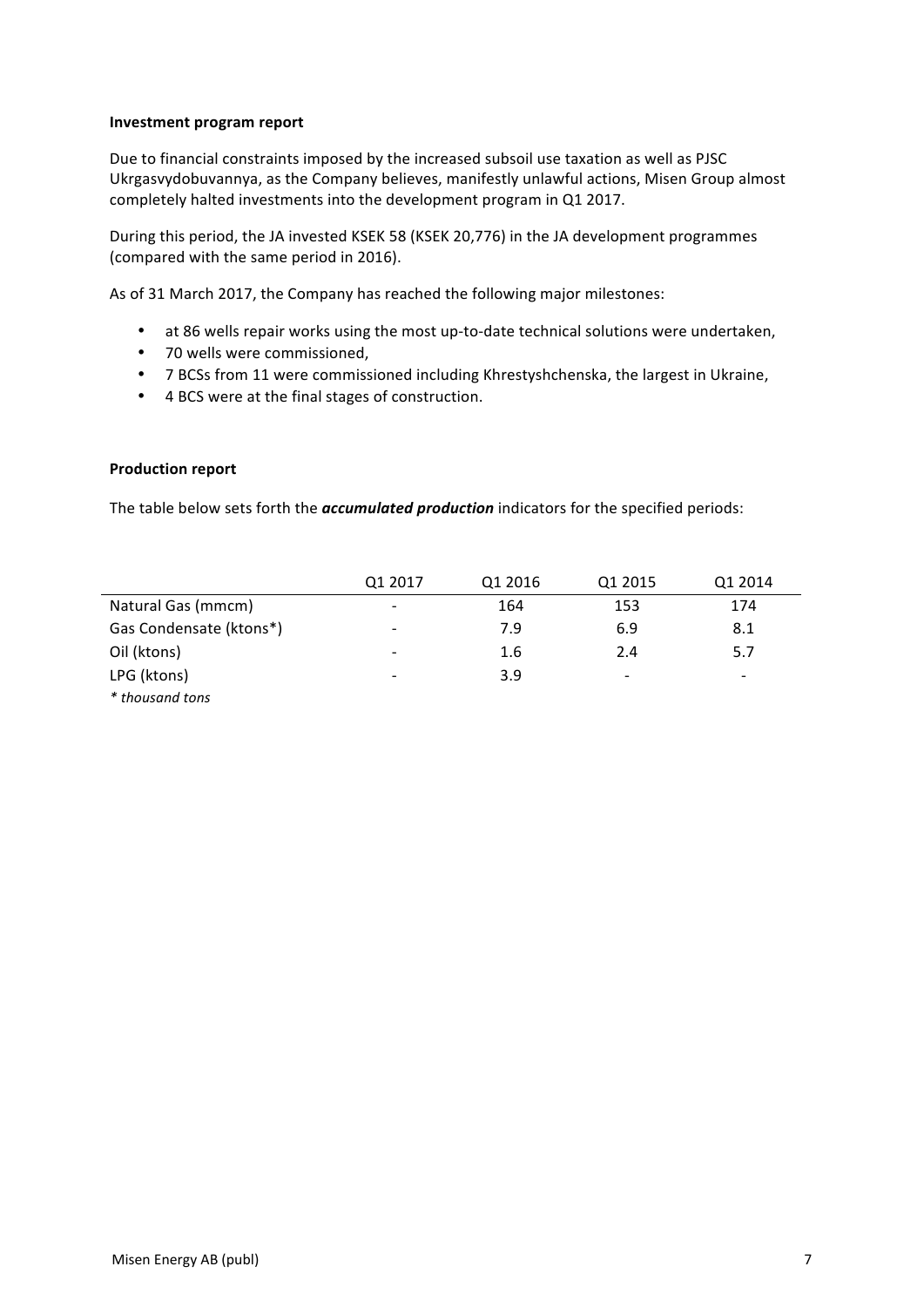**Investment program report**

Due to financial constraints imposed by the increased subsoil use taxation as well as PJSC Ukrgasvydobuvannya, as the Company believes, manifestly unlawful actions, Misen Group almost completely halted investments into the development program in Q1 2017.

During this period, the JA invested KSEK 58 (KSEK 20,776) in the JA development programmes (compared with the same period in 2016).

As of 31 March 2017, the Company has reached the following major milestones:

- at 86 wells repair works using the most up-to-date technical solutions were undertaken,
- 70 wells were commissioned,
- 7 BCSs from 11 were commissioned including Khrestyshchenska, the largest in Ukraine,
- 4 BCS were at the final stages of construction.

**Production report**

The table below sets forth the ***accumulated production*** indicators for the specified periods:

| | Q1 2017 | Q1 2016 | Q1 2015 | Q1 2014 |
|---|---|---|---|---|
| Natural Gas (mmcm) | - | 164 | 153 | 174 |
| Gas Condensate (ktons*) | - | 7.9 | 6.9 | 8.1 |
| Oil (ktons) | - | 1.6 | 2.4 | 5.7 |
| LPG (ktons) | - | 3.9 | - | - |

*\* thousand tons*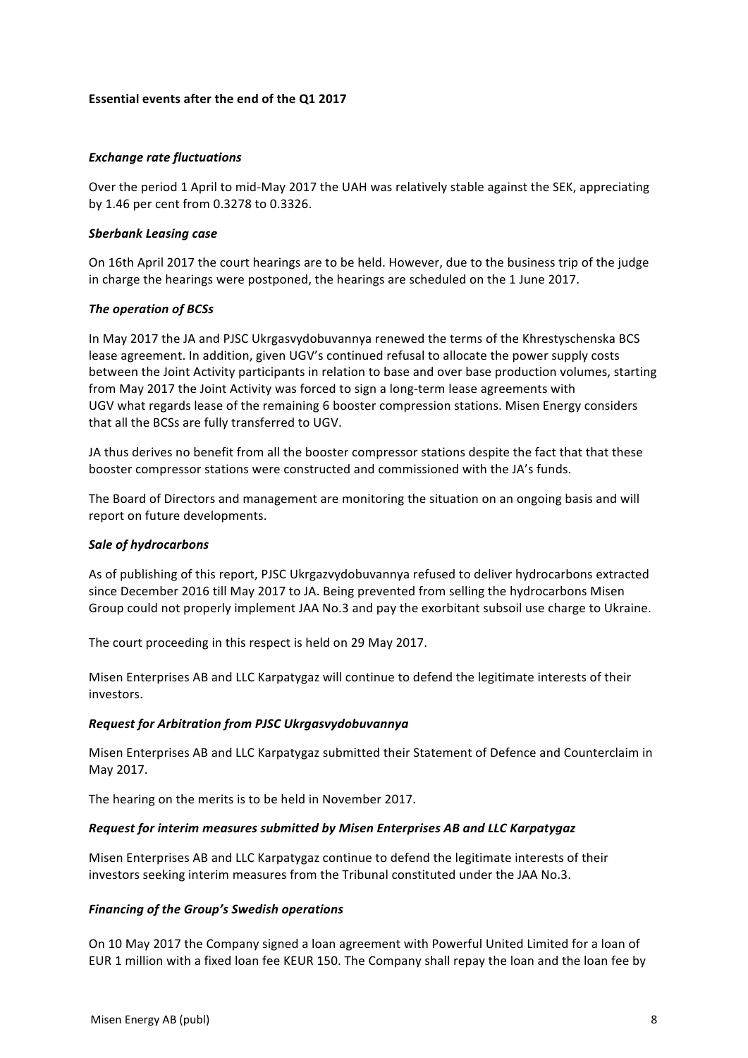**Essential events after the end of the Q1 2017**

***Exchange rate fluctuations***

Over the period 1 April to mid-May 2017 the UAH was relatively stable against the SEK, appreciating by 1.46 per cent from 0.3278 to 0.3326.

***Sberbank Leasing case***

On 16th April 2017 the court hearings are to be held. However, due to the business trip of the judge in charge the hearings were postponed, the hearings are scheduled on the 1 June 2017.

***The operation of BCSs***

In May 2017 the JA and PJSC Ukrgasvydobuvannya renewed the terms of the Khrestyschenska BCS lease agreement. In addition, given UGV's continued refusal to allocate the power supply costs between the Joint Activity participants in relation to base and over base production volumes, starting from May 2017 the Joint Activity was forced to sign a long-term lease agreements with UGV what regards lease of the remaining 6 booster compression stations. Misen Energy considers that all the BCSs are fully transferred to UGV.

JA thus derives no benefit from all the booster compressor stations despite the fact that that these booster compressor stations were constructed and commissioned with the JA's funds.

The Board of Directors and management are monitoring the situation on an ongoing basis and will report on future developments.

***Sale of hydrocarbons***

As of publishing of this report, PJSC Ukrgazvydobuvannya refused to deliver hydrocarbons extracted since December 2016 till May 2017 to JA. Being prevented from selling the hydrocarbons Misen Group could not properly implement JAA No.3 and pay the exorbitant subsoil use charge to Ukraine.

The court proceeding in this respect is held on 29 May 2017.

Misen Enterprises AB and LLC Karpatygaz will continue to defend the legitimate interests of their investors.

***Request for Arbitration from PJSC Ukrgasvydobuvannya***

Misen Enterprises AB and LLC Karpatygaz submitted their Statement of Defence and Counterclaim in May 2017.

The hearing on the merits is to be held in November 2017.

***Request for interim measures submitted by Misen Enterprises AB and LLC Karpatygaz***

Misen Enterprises AB and LLC Karpatygaz continue to defend the legitimate interests of their investors seeking interim measures from the Tribunal constituted under the JAA No.3.

***Financing of the Group's Swedish operations***

On 10 May 2017 the Company signed a loan agreement with Powerful United Limited for a loan of EUR 1 million with a fixed loan fee KEUR 150. The Company shall repay the loan and the loan fee by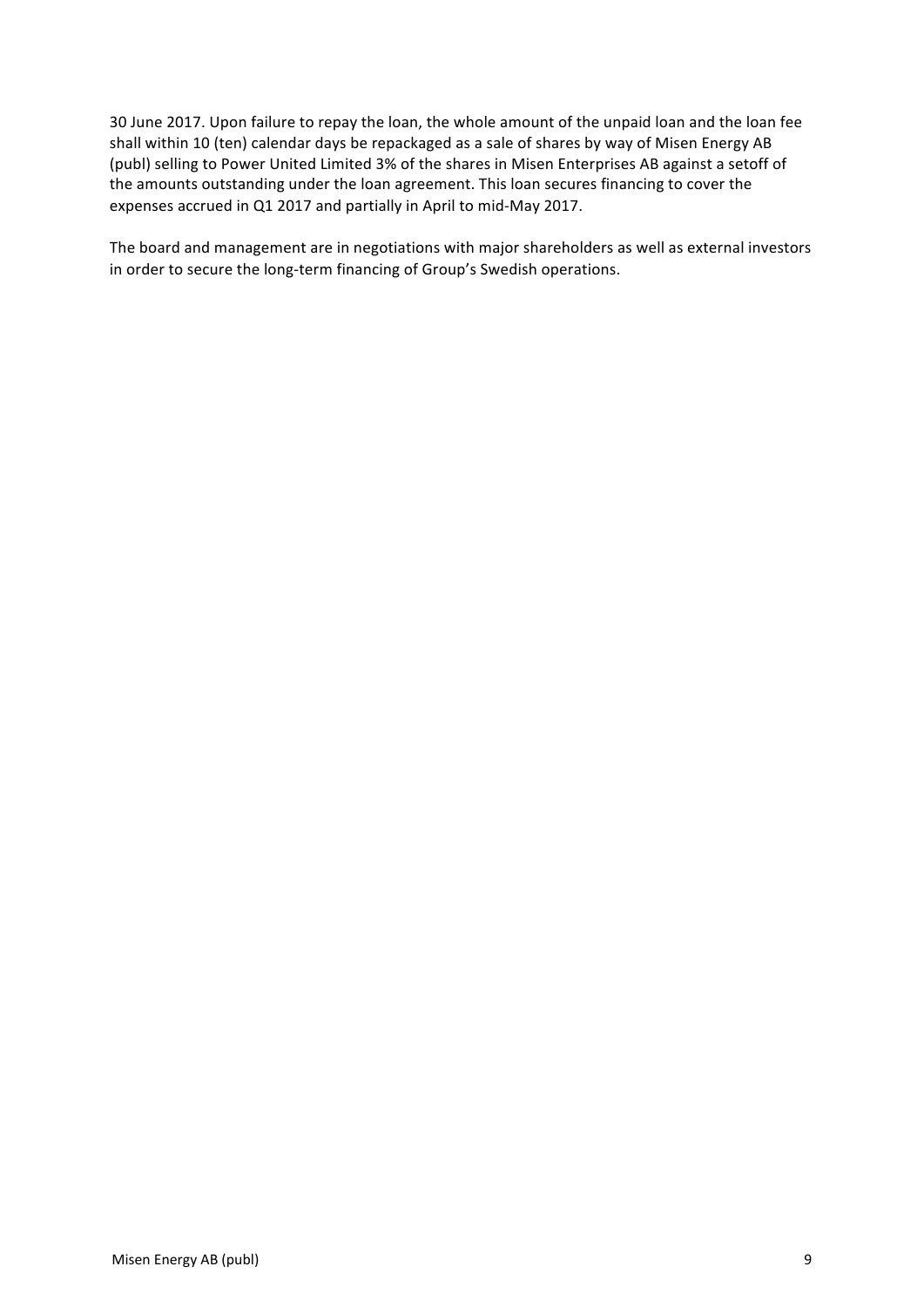30 June 2017. Upon failure to repay the loan, the whole amount of the unpaid loan and the loan fee shall within 10 (ten) calendar days be repackaged as a sale of shares by way of Misen Energy AB (publ) selling to Power United Limited 3% of the shares in Misen Enterprises AB against a setoff of the amounts outstanding under the loan agreement. This loan secures financing to cover the expenses accrued in Q1 2017 and partially in April to mid-May 2017.

The board and management are in negotiations with major shareholders as well as external investors in order to secure the long-term financing of Group's Swedish operations.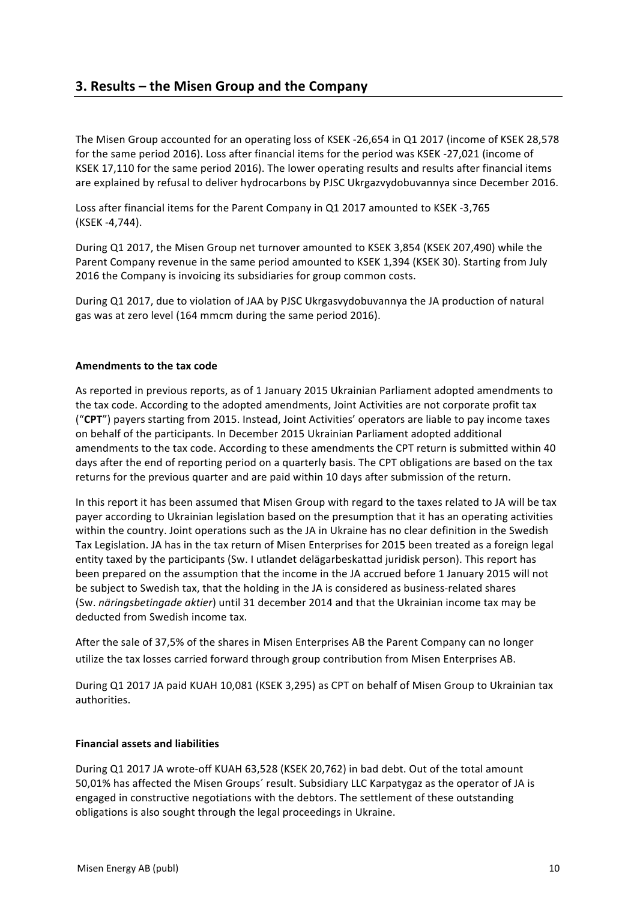## 3. Results – the Misen Group and the Company

The Misen Group accounted for an operating loss of KSEK -26,654 in Q1 2017 (income of KSEK 28,578 for the same period 2016). Loss after financial items for the period was KSEK -27,021 (income of KSEK 17,110 for the same period 2016). The lower operating results and results after financial items are explained by refusal to deliver hydrocarbons by PJSC Ukrgazvydobuvannya since December 2016.

Loss after financial items for the Parent Company in Q1 2017 amounted to KSEK -3,765 (KSEK -4,744).

During Q1 2017, the Misen Group net turnover amounted to KSEK 3,854 (KSEK 207,490) while the Parent Company revenue in the same period amounted to KSEK 1,394 (KSEK 30). Starting from July 2016 the Company is invoicing its subsidiaries for group common costs.

During Q1 2017, due to violation of JAA by PJSC Ukrgasvydobuvannya the JA production of natural gas was at zero level (164 mmcm during the same period 2016).

**Amendments to the tax code**

As reported in previous reports, as of 1 January 2015 Ukrainian Parliament adopted amendments to the tax code. According to the adopted amendments, Joint Activities are not corporate profit tax ("**CPT**") payers starting from 2015. Instead, Joint Activities' operators are liable to pay income taxes on behalf of the participants. In December 2015 Ukrainian Parliament adopted additional amendments to the tax code. According to these amendments the CPT return is submitted within 40 days after the end of reporting period on a quarterly basis. The CPT obligations are based on the tax returns for the previous quarter and are paid within 10 days after submission of the return.

In this report it has been assumed that Misen Group with regard to the taxes related to JA will be tax payer according to Ukrainian legislation based on the presumption that it has an operating activities within the country. Joint operations such as the JA in Ukraine has no clear definition in the Swedish Tax Legislation. JA has in the tax return of Misen Enterprises for 2015 been treated as a foreign legal entity taxed by the participants (Sw. I utlandet delägarbeskattad juridisk person). This report has been prepared on the assumption that the income in the JA accrued before 1 January 2015 will not be subject to Swedish tax, that the holding in the JA is considered as business-related shares (Sw. *näringsbetingade aktier*) until 31 december 2014 and that the Ukrainian income tax may be deducted from Swedish income tax.

After the sale of 37,5% of the shares in Misen Enterprises AB the Parent Company can no longer utilize the tax losses carried forward through group contribution from Misen Enterprises AB.

During Q1 2017 JA paid KUAH 10,081 (KSEK 3,295) as CPT on behalf of Misen Group to Ukrainian tax authorities.

**Financial assets and liabilities**

During Q1 2017 JA wrote-off KUAH 63,528 (KSEK 20,762) in bad debt. Out of the total amount 50,01% has affected the Misen Groups´ result. Subsidiary LLC Karpatygaz as the operator of JA is engaged in constructive negotiations with the debtors. The settlement of these outstanding obligations is also sought through the legal proceedings in Ukraine.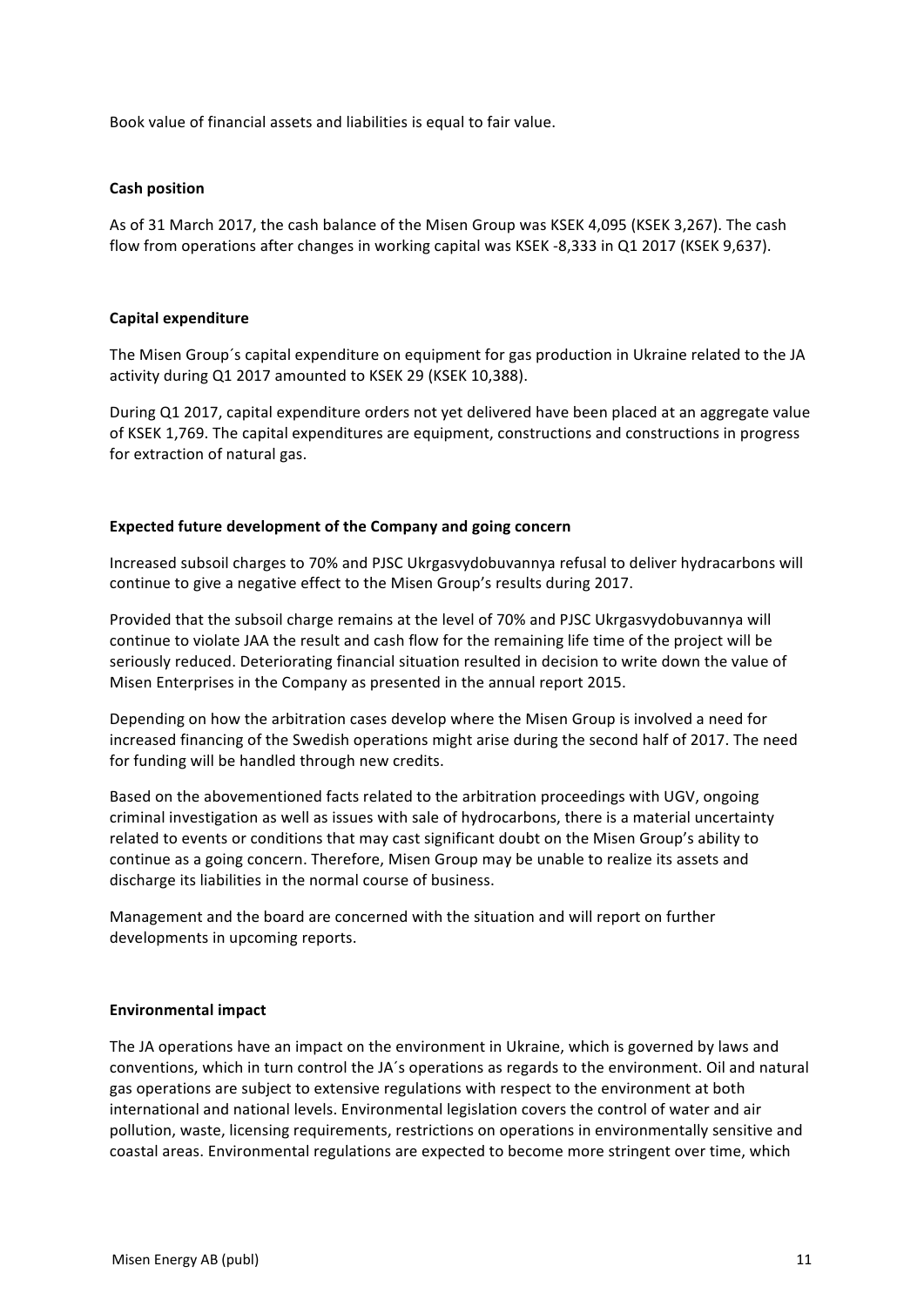Book value of financial assets and liabilities is equal to fair value.

**Cash position**

As of 31 March 2017, the cash balance of the Misen Group was KSEK 4,095 (KSEK 3,267). The cash flow from operations after changes in working capital was KSEK -8,333 in Q1 2017 (KSEK 9,637).

**Capital expenditure**

The Misen Group´s capital expenditure on equipment for gas production in Ukraine related to the JA activity during Q1 2017 amounted to KSEK 29 (KSEK 10,388).

During Q1 2017, capital expenditure orders not yet delivered have been placed at an aggregate value of KSEK 1,769. The capital expenditures are equipment, constructions and constructions in progress for extraction of natural gas.

**Expected future development of the Company and going concern**

Increased subsoil charges to 70% and PJSC Ukrgasvydobuvannya refusal to deliver hydracarbons will continue to give a negative effect to the Misen Group's results during 2017.

Provided that the subsoil charge remains at the level of 70% and PJSC Ukrgasvydobuvannya will continue to violate JAA the result and cash flow for the remaining life time of the project will be seriously reduced. Deteriorating financial situation resulted in decision to write down the value of Misen Enterprises in the Company as presented in the annual report 2015.

Depending on how the arbitration cases develop where the Misen Group is involved a need for increased financing of the Swedish operations might arise during the second half of 2017. The need for funding will be handled through new credits.

Based on the abovementioned facts related to the arbitration proceedings with UGV, ongoing criminal investigation as well as issues with sale of hydrocarbons, there is a material uncertainty related to events or conditions that may cast significant doubt on the Misen Group's ability to continue as a going concern. Therefore, Misen Group may be unable to realize its assets and discharge its liabilities in the normal course of business.

Management and the board are concerned with the situation and will report on further developments in upcoming reports.

**Environmental impact**

The JA operations have an impact on the environment in Ukraine, which is governed by laws and conventions, which in turn control the JA´s operations as regards to the environment. Oil and natural gas operations are subject to extensive regulations with respect to the environment at both international and national levels. Environmental legislation covers the control of water and air pollution, waste, licensing requirements, restrictions on operations in environmentally sensitive and coastal areas. Environmental regulations are expected to become more stringent over time, which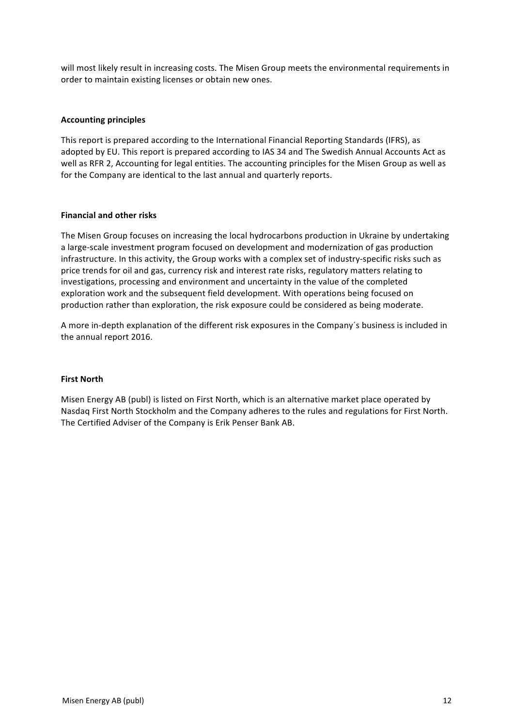will most likely result in increasing costs. The Misen Group meets the environmental requirements in order to maintain existing licenses or obtain new ones.

**Accounting principles**

This report is prepared according to the International Financial Reporting Standards (IFRS), as adopted by EU. This report is prepared according to IAS 34 and The Swedish Annual Accounts Act as well as RFR 2, Accounting for legal entities. The accounting principles for the Misen Group as well as for the Company are identical to the last annual and quarterly reports.

**Financial and other risks**

The Misen Group focuses on increasing the local hydrocarbons production in Ukraine by undertaking a large-scale investment program focused on development and modernization of gas production infrastructure. In this activity, the Group works with a complex set of industry-specific risks such as price trends for oil and gas, currency risk and interest rate risks, regulatory matters relating to investigations, processing and environment and uncertainty in the value of the completed exploration work and the subsequent field development. With operations being focused on production rather than exploration, the risk exposure could be considered as being moderate.

A more in-depth explanation of the different risk exposures in the Company´s business is included in the annual report 2016.

**First North**

Misen Energy AB (publ) is listed on First North, which is an alternative market place operated by Nasdaq First North Stockholm and the Company adheres to the rules and regulations for First North. The Certified Adviser of the Company is Erik Penser Bank AB.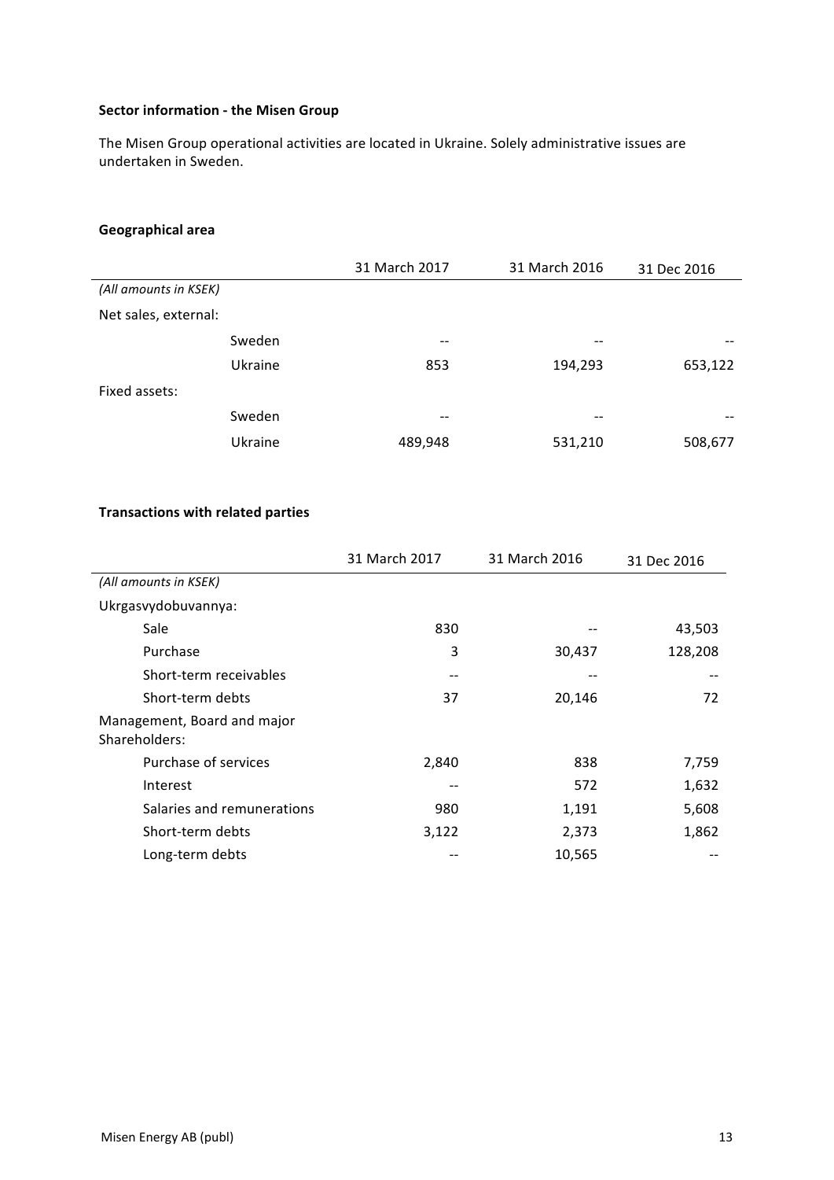**Sector information - the Misen Group**

The Misen Group operational activities are located in Ukraine. Solely administrative issues are undertaken in Sweden.

**Geographical area**

| | | 31 March 2017 | 31 March 2016 | 31 Dec 2016 |
|---|---|---|---|---|
| *(All amounts in KSEK)* | | | | |
| Net sales, external: | | | | |
| | Sweden | -- | -- | -- |
| | Ukraine | 853 | 194,293 | 653,122 |
| Fixed assets: | | | | |
| | Sweden | -- | -- | -- |
| | Ukraine | 489,948 | 531,210 | 508,677 |

**Transactions with related parties**

| | 31 March 2017 | 31 March 2016 | 31 Dec 2016 |
|---|---|---|---|
| *(All amounts in KSEK)* | | | |
| Ukrgasvydobuvannya: | | | |
| Sale | 830 | -- | 43,503 |
| Purchase | 3 | 30,437 | 128,208 |
| Short-term receivables | -- | -- | -- |
| Short-term debts | 37 | 20,146 | 72 |
| Management, Board and major Shareholders: | | | |
| Purchase of services | 2,840 | 838 | 7,759 |
| Interest | -- | 572 | 1,632 |
| Salaries and remunerations | 980 | 1,191 | 5,608 |
| Short-term debts | 3,122 | 2,373 | 1,862 |
| Long-term debts | -- | 10,565 | -- |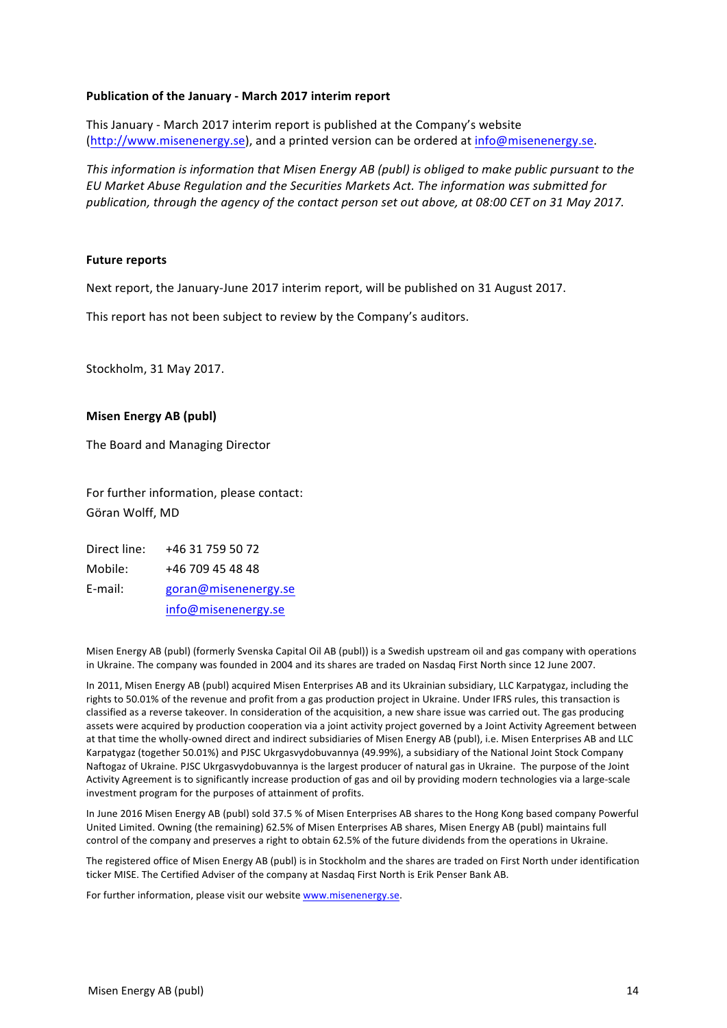**Publication of the January - March 2017 interim report**

This January - March 2017 interim report is published at the Company's website (http://www.misenenergy.se), and a printed version can be ordered at info@misenenergy.se.

*This information is information that Misen Energy AB (publ) is obliged to make public pursuant to the EU Market Abuse Regulation and the Securities Markets Act. The information was submitted for publication, through the agency of the contact person set out above, at 08:00 CET on 31 May 2017.*

**Future reports**

Next report, the January-June 2017 interim report, will be published on 31 August 2017.

This report has not been subject to review by the Company's auditors.

Stockholm, 31 May 2017.

**Misen Energy AB (publ)**

The Board and Managing Director

For further information, please contact:
Göran Wolff, MD

| | |
|---|---|
| Direct line: | +46 31 759 50 72 |
| Mobile: | +46 709 45 48 48 |
| E-mail: | goran@misenenergy.se |
| | info@misenenergy.se |

Misen Energy AB (publ) (formerly Svenska Capital Oil AB (publ)) is a Swedish upstream oil and gas company with operations in Ukraine. The company was founded in 2004 and its shares are traded on Nasdaq First North since 12 June 2007.

In 2011, Misen Energy AB (publ) acquired Misen Enterprises AB and its Ukrainian subsidiary, LLC Karpatygaz, including the rights to 50.01% of the revenue and profit from a gas production project in Ukraine. Under IFRS rules, this transaction is classified as a reverse takeover. In consideration of the acquisition, a new share issue was carried out. The gas producing assets were acquired by production cooperation via a joint activity project governed by a Joint Activity Agreement between at that time the wholly-owned direct and indirect subsidiaries of Misen Energy AB (publ), i.e. Misen Enterprises AB and LLC Karpatygaz (together 50.01%) and PJSC Ukrgasvydobuvannya (49.99%), a subsidiary of the National Joint Stock Company Naftogaz of Ukraine. PJSC Ukrgasvydobuvannya is the largest producer of natural gas in Ukraine. The purpose of the Joint Activity Agreement is to significantly increase production of gas and oil by providing modern technologies via a large-scale investment program for the purposes of attainment of profits.

In June 2016 Misen Energy AB (publ) sold 37.5 % of Misen Enterprises AB shares to the Hong Kong based company Powerful United Limited. Owning (the remaining) 62.5% of Misen Enterprises AB shares, Misen Energy AB (publ) maintains full control of the company and preserves a right to obtain 62.5% of the future dividends from the operations in Ukraine.

The registered office of Misen Energy AB (publ) is in Stockholm and the shares are traded on First North under identification ticker MISE. The Certified Adviser of the company at Nasdaq First North is Erik Penser Bank AB.

For further information, please visit our website www.misenenergy.se.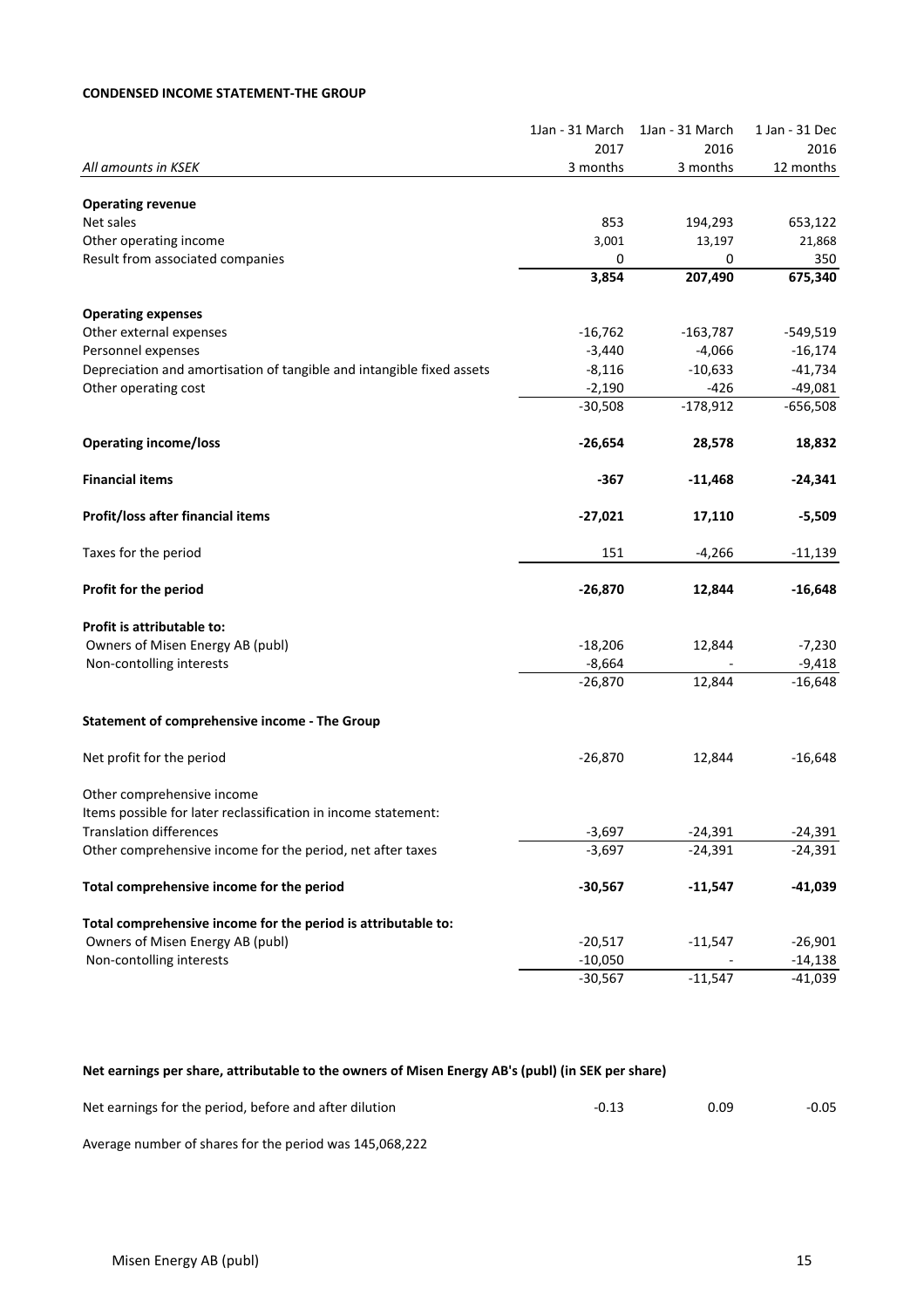**CONDENSED INCOME STATEMENT-THE GROUP**

| | 1Jan - 31 March 2017 | 1Jan - 31 March 2016 | 1 Jan - 31 Dec 2016 |
|---|---|---|---|
| *All amounts in KSEK* | 3 months | 3 months | 12 months |
| **Operating revenue** | | | |
| Net sales | 853 | 194,293 | 653,122 |
| Other operating income | 3,001 | 13,197 | 21,868 |
| Result from associated companies | 0 | 0 | 350 |
| | **3,854** | **207,490** | **675,340** |
| **Operating expenses** | | | |
| Other external expenses | -16,762 | -163,787 | -549,519 |
| Personnel expenses | -3,440 | -4,066 | -16,174 |
| Depreciation and amortisation of tangible and intangible fixed assets | -8,116 | -10,633 | -41,734 |
| Other operating cost | -2,190 | -426 | -49,081 |
| | -30,508 | -178,912 | -656,508 |
| **Operating income/loss** | **-26,654** | **28,578** | **18,832** |
| **Financial items** | **-367** | **-11,468** | **-24,341** |
| **Profit/loss after financial items** | **-27,021** | **17,110** | **-5,509** |
| Taxes for the period | 151 | -4,266 | -11,139 |
| **Profit for the period** | **-26,870** | **12,844** | **-16,648** |
| **Profit is attributable to:** | | | |
| Owners of Misen Energy AB (publ) | -18,206 | 12,844 | -7,230 |
| Non-contolling interests | -8,664 | - | -9,418 |
| | -26,870 | 12,844 | -16,648 |

**Statement of comprehensive income - The Group**

| | 1Jan - 31 March 2017 | 1Jan - 31 March 2016 | 1 Jan - 31 Dec 2016 |
|---|---|---|---|
| Net profit for the period | -26,870 | 12,844 | -16,648 |
| Other comprehensive income | | | |
| Items possible for later reclassification in income statement: | | | |
| Translation differences | -3,697 | -24,391 | -24,391 |
| Other comprehensive income for the period, net after taxes | -3,697 | -24,391 | -24,391 |
| **Total comprehensive income for the period** | **-30,567** | **-11,547** | **-41,039** |
| **Total comprehensive income for the period is attributable to:** | | | |
| Owners of Misen Energy AB (publ) | -20,517 | -11,547 | -26,901 |
| Non-contolling interests | -10,050 | - | -14,138 |
| | -30,567 | -11,547 | -41,039 |

**Net earnings per share, attributable to the owners of Misen Energy AB's (publ) (in SEK per share)**

| | | | |
|---|---|---|---|
| Net earnings for the period, before and after dilution | -0.13 | 0.09 | -0.05 |

Average number of shares for the period was 145,068,222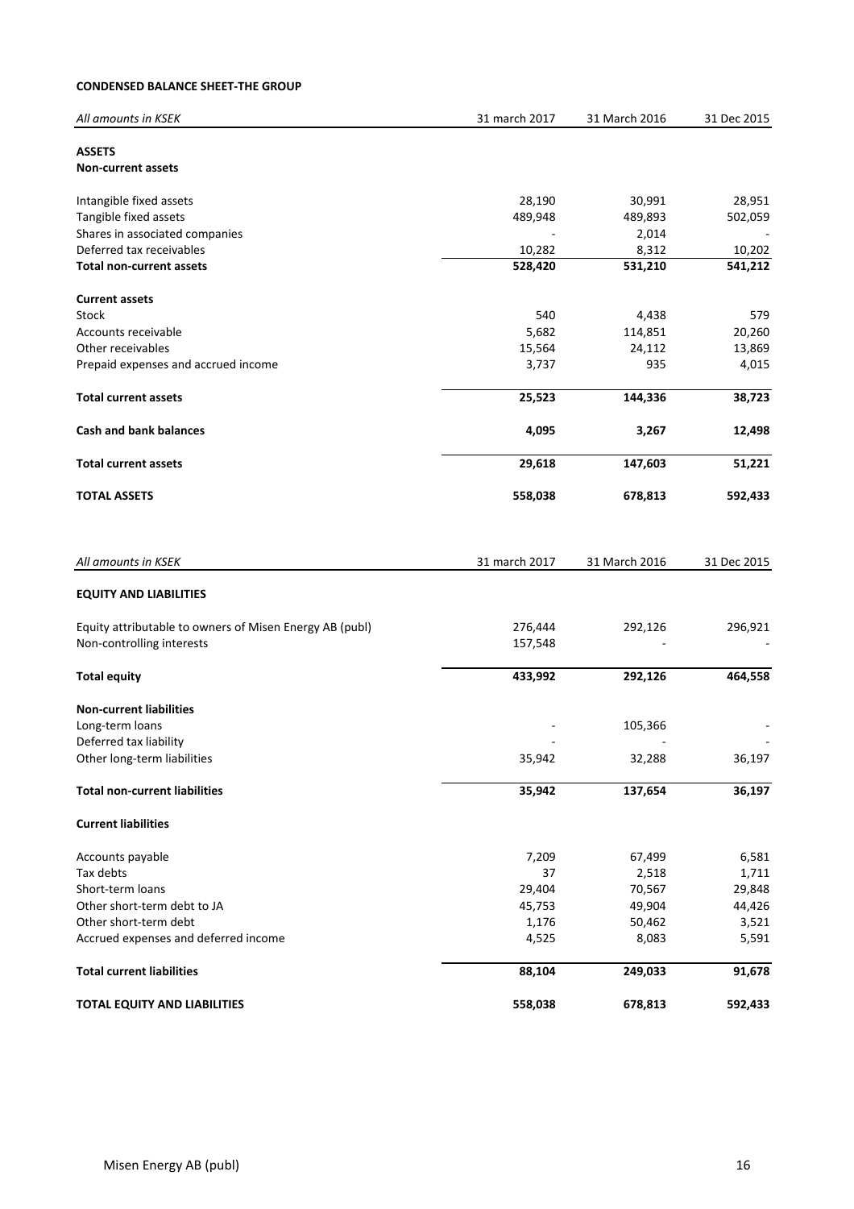**CONDENSED BALANCE SHEET-THE GROUP**

| *All amounts in KSEK* | 31 march 2017 | 31 March 2016 | 31 Dec 2015 |
|---|---|---|---|
| **ASSETS** | | | |
| **Non-current assets** | | | |
| Intangible fixed assets | 28,190 | 30,991 | 28,951 |
| Tangible fixed assets | 489,948 | 489,893 | 502,059 |
| Shares in associated companies | - | 2,014 | - |
| Deferred tax receivables | 10,282 | 8,312 | 10,202 |
| **Total non-current assets** | **528,420** | **531,210** | **541,212** |
| **Current assets** | | | |
| Stock | 540 | 4,438 | 579 |
| Accounts receivable | 5,682 | 114,851 | 20,260 |
| Other receivables | 15,564 | 24,112 | 13,869 |
| Prepaid expenses and accrued income | 3,737 | 935 | 4,015 |
| **Total current assets** | **25,523** | **144,336** | **38,723** |
| **Cash and bank balances** | **4,095** | **3,267** | **12,498** |
| **Total current assets** | **29,618** | **147,603** | **51,221** |
| **TOTAL ASSETS** | **558,038** | **678,813** | **592,433** |

| *All amounts in KSEK* | 31 march 2017 | 31 March 2016 | 31 Dec 2015 |
|---|---|---|---|
| **EQUITY AND LIABILITIES** | | | |
| Equity attributable to owners of Misen Energy AB (publ) | 276,444 | 292,126 | 296,921 |
| Non-controlling interests | 157,548 | - | - |
| **Total equity** | **433,992** | **292,126** | **464,558** |
| **Non-current liabilities** | | | |
| Long-term loans | - | 105,366 | - |
| Deferred tax liability | - | - | - |
| Other long-term liabilities | 35,942 | 32,288 | 36,197 |
| **Total non-current liabilities** | **35,942** | **137,654** | **36,197** |
| **Current liabilities** | | | |
| Accounts payable | 7,209 | 67,499 | 6,581 |
| Tax debts | 37 | 2,518 | 1,711 |
| Short-term loans | 29,404 | 70,567 | 29,848 |
| Other short-term debt to JA | 45,753 | 49,904 | 44,426 |
| Other short-term debt | 1,176 | 50,462 | 3,521 |
| Accrued expenses and deferred income | 4,525 | 8,083 | 5,591 |
| **Total current liabilities** | **88,104** | **249,033** | **91,678** |
| **TOTAL EQUITY AND LIABILITIES** | **558,038** | **678,813** | **592,433** |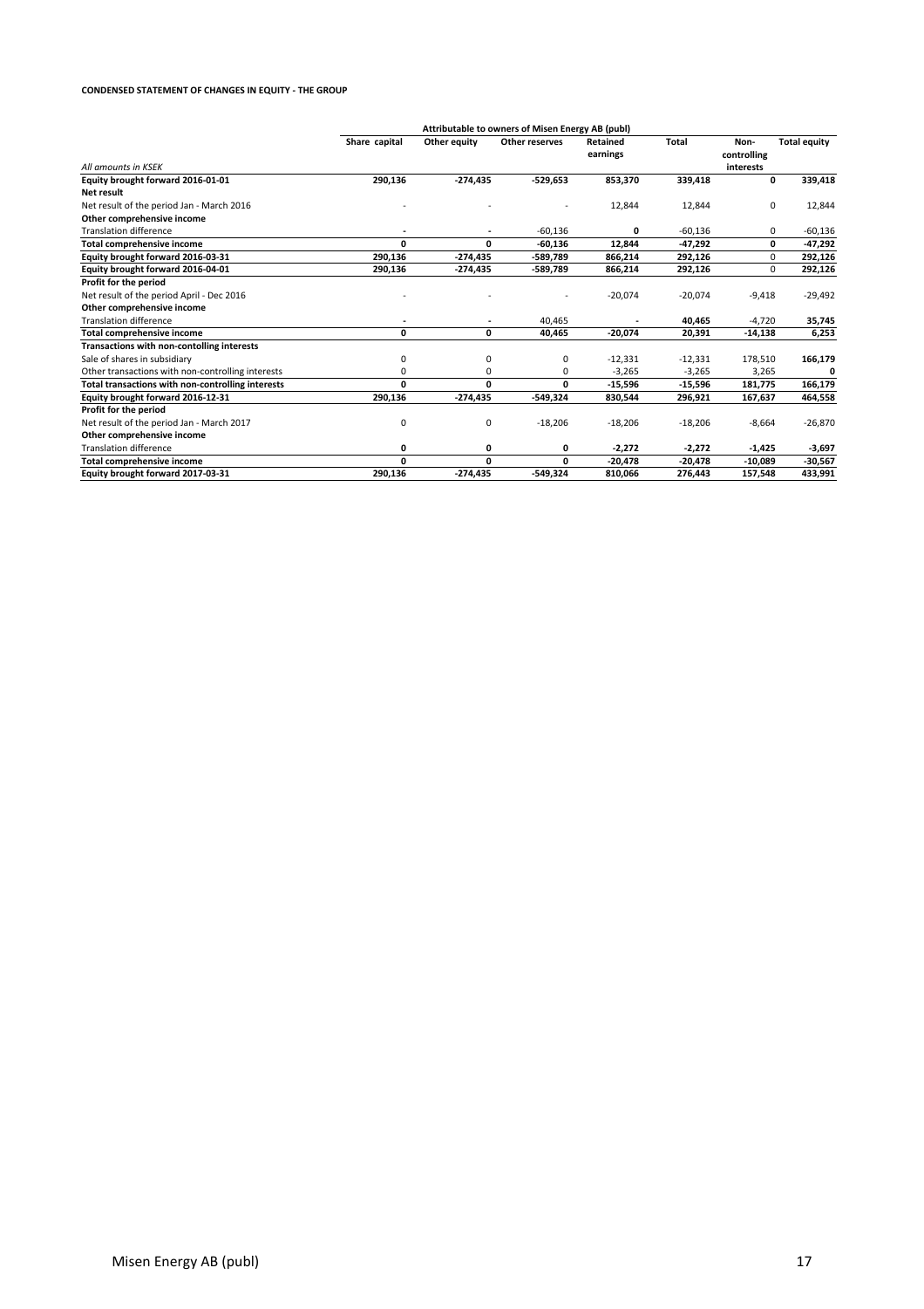**CONDENSED STATEMENT OF CHANGES IN EQUITY - THE GROUP**

| | Attributable to owners of Misen Energy AB (publ) | | | | | | |
|---|---|---|---|---|---|---|---|
| *All amounts in KSEK* | Share capital | Other equity | Other reserves | Retained earnings | Total | Non-controlling interests | Total equity |
| **Equity brought forward 2016-01-01** | **290,136** | **-274,435** | **-529,653** | **853,370** | **339,418** | **0** | **339,418** |
| **Net result** | | | | | | | |
| Net result of the period Jan - March 2016 | - | - | - | 12,844 | 12,844 | 0 | 12,844 |
| **Other comprehensive income** | | | | | | | |
| Translation difference | - | - | -60,136 | 0 | -60,136 | 0 | -60,136 |
| **Total comprehensive income** | **0** | **0** | **-60,136** | **12,844** | **-47,292** | **0** | **-47,292** |
| **Equity brought forward 2016-03-31** | **290,136** | **-274,435** | **-589,789** | **866,214** | **292,126** | 0 | **292,126** |
| **Equity brought forward 2016-04-01** | **290,136** | **-274,435** | **-589,789** | **866,214** | **292,126** | 0 | **292,126** |
| **Profit for the period** | | | | | | | |
| Net result of the period April - Dec 2016 | - | - | - | -20,074 | -20,074 | -9,418 | -29,492 |
| **Other comprehensive income** | | | | | | | |
| Translation difference | - | - | 40,465 | - | **40,465** | -4,720 | **35,745** |
| **Total comprehensive income** | **0** | **0** | **40,465** | **-20,074** | **20,391** | **-14,138** | **6,253** |
| **Transactions with non-contolling interests** | | | | | | | |
| Sale of shares in subsidiary | 0 | 0 | 0 | -12,331 | -12,331 | 178,510 | **166,179** |
| Other transactions with non-controlling interests | 0 | 0 | 0 | -3,265 | -3,265 | 3,265 | **0** |
| **Total transactions with non-controlling interests** | **0** | **0** | **0** | **-15,596** | **-15,596** | **181,775** | **166,179** |
| **Equity brought forward 2016-12-31** | **290,136** | **-274,435** | **-549,324** | **830,544** | **296,921** | **167,637** | **464,558** |
| **Profit for the period** | | | | | | | |
| Net result of the period Jan - March 2017 | 0 | 0 | -18,206 | -18,206 | -18,206 | -8,664 | -26,870 |
| **Other comprehensive income** | | | | | | | |
| Translation difference | **0** | **0** | **0** | **-2,272** | **-2,272** | **-1,425** | **-3,697** |
| **Total comprehensive income** | **0** | **0** | **0** | **-20,478** | **-20,478** | **-10,089** | **-30,567** |
| **Equity brought forward 2017-03-31** | **290,136** | **-274,435** | **-549,324** | **810,066** | **276,443** | **157,548** | **433,991** |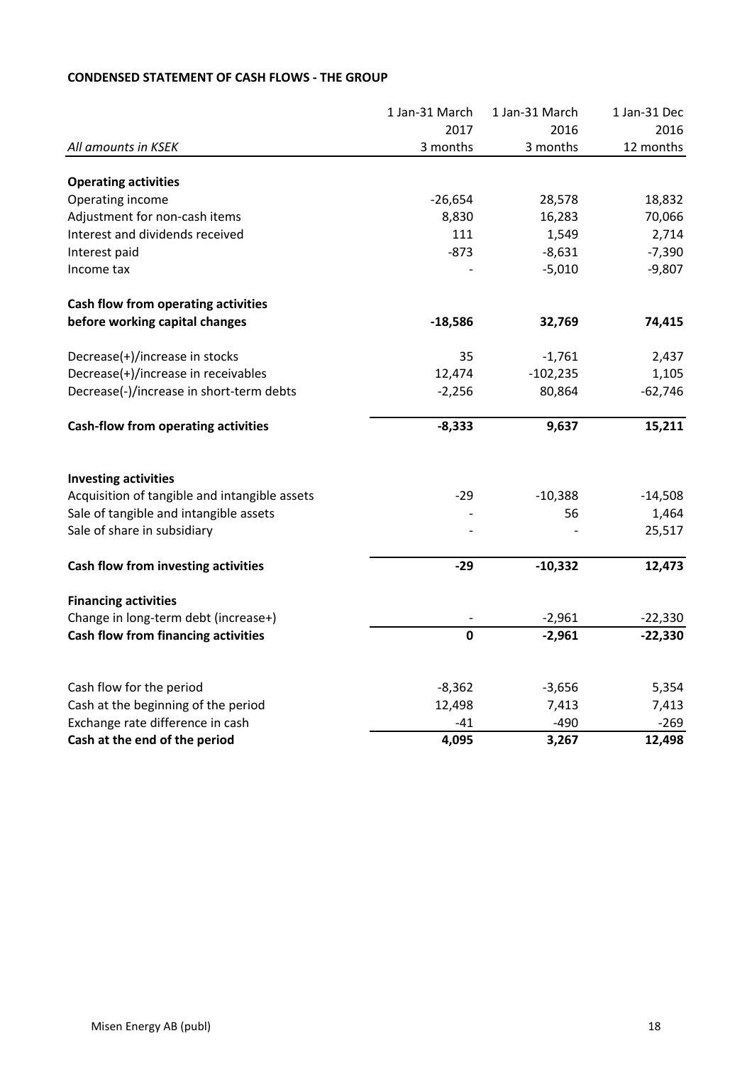**CONDENSED STATEMENT OF CASH FLOWS - THE GROUP**

| *All amounts in KSEK* | 1 Jan-31 March 2017 3 months | 1 Jan-31 March 2016 3 months | 1 Jan-31 Dec 2016 12 months |
|---|---|---|---|
| **Operating activities** | | | |
| Operating income | -26,654 | 28,578 | 18,832 |
| Adjustment for non-cash items | 8,830 | 16,283 | 70,066 |
| Interest and dividends received | 111 | 1,549 | 2,714 |
| Interest paid | -873 | -8,631 | -7,390 |
| Income tax | - | -5,010 | -9,807 |
| **Cash flow from operating activities before working capital changes** | **-18,586** | **32,769** | **74,415** |
| Decrease(+)/increase in stocks | 35 | -1,761 | 2,437 |
| Decrease(+)/increase in receivables | 12,474 | -102,235 | 1,105 |
| Decrease(-)/increase in short-term debts | -2,256 | 80,864 | -62,746 |
| **Cash-flow from operating activities** | **-8,333** | **9,637** | **15,211** |
| **Investing activities** | | | |
| Acquisition of tangible and intangible assets | -29 | -10,388 | -14,508 |
| Sale of tangible and intangible assets | - | 56 | 1,464 |
| Sale of share in subsidiary | - | - | 25,517 |
| **Cash flow from investing activities** | **-29** | **-10,332** | **12,473** |
| **Financing activities** | | | |
| Change in long-term debt (increase+) | - | -2,961 | -22,330 |
| **Cash flow from financing activities** | **0** | **-2,961** | **-22,330** |
| Cash flow for the period | -8,362 | -3,656 | 5,354 |
| Cash at the beginning of the period | 12,498 | 7,413 | 7,413 |
| Exchange rate difference in cash | -41 | -490 | -269 |
| **Cash at the end of the period** | **4,095** | **3,267** | **12,498** |

Misen Energy AB (publ)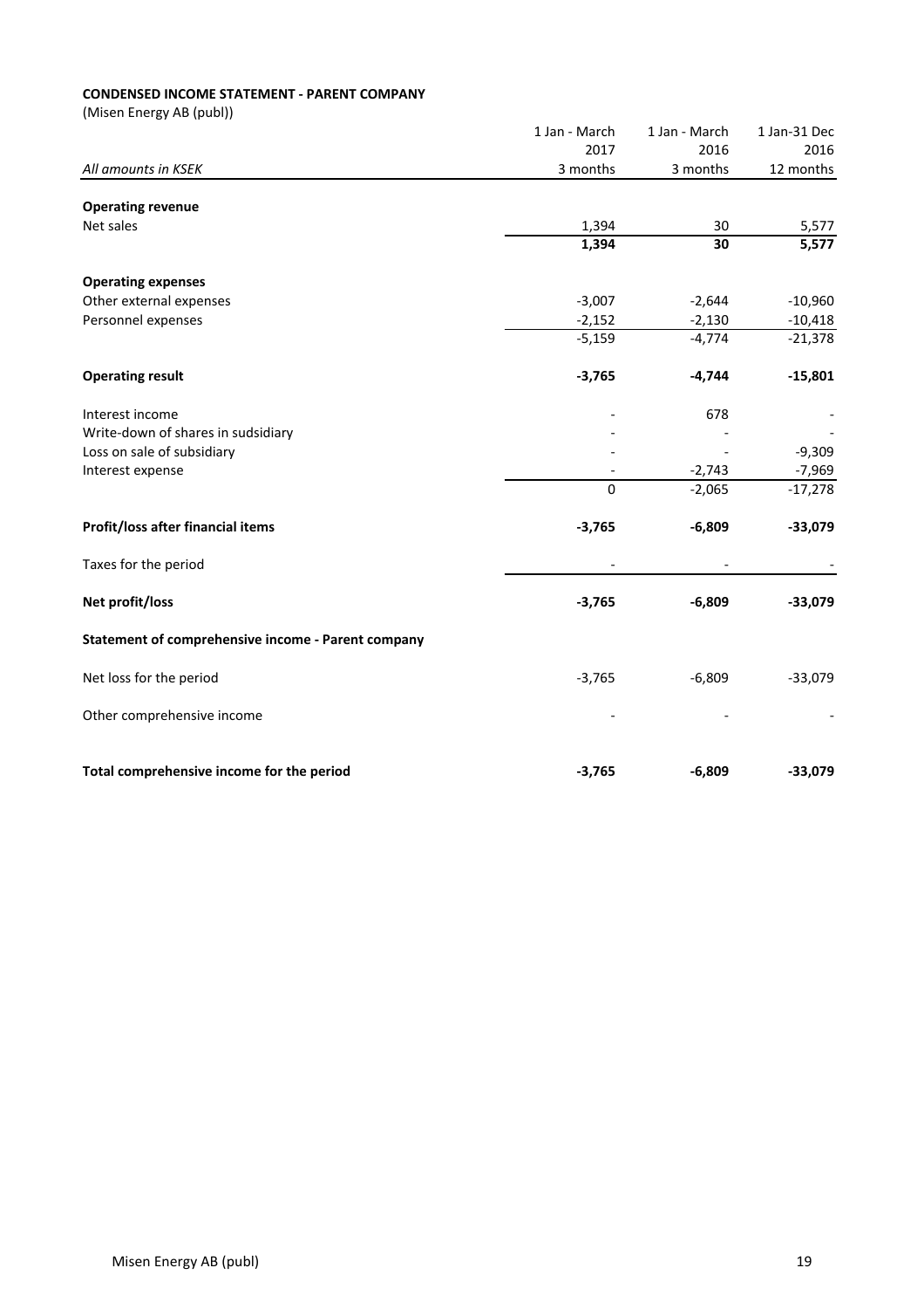**CONDENSED INCOME STATEMENT - PARENT COMPANY**
(Misen Energy AB (publ))

| All amounts in KSEK | 1 Jan - March 2017 3 months | 1 Jan - March 2016 3 months | 1 Jan-31 Dec 2016 12 months |
|---|---|---|---|
| **Operating revenue** | | | |
| Net sales | 1,394 | 30 | 5,577 |
| | **1,394** | **30** | **5,577** |
| **Operating expenses** | | | |
| Other external expenses | -3,007 | -2,644 | -10,960 |
| Personnel expenses | -2,152 | -2,130 | -10,418 |
| | -5,159 | -4,774 | -21,378 |
| **Operating result** | **-3,765** | **-4,744** | **-15,801** |
| Interest income | - | 678 | - |
| Write-down of shares in sudsidiary | - | - | - |
| Loss on sale of subsidiary | - | - | -9,309 |
| Interest expense | - | -2,743 | -7,969 |
| | 0 | -2,065 | -17,278 |
| **Profit/loss after financial items** | **-3,765** | **-6,809** | **-33,079** |
| Taxes for the period | - | - | - |
| **Net profit/loss** | **-3,765** | **-6,809** | **-33,079** |
| **Statement of comprehensive income - Parent company** | | | |
| Net loss for the period | -3,765 | -6,809 | -33,079 |
| Other comprehensive income | - | - | - |
| **Total comprehensive income for the period** | **-3,765** | **-6,809** | **-33,079** |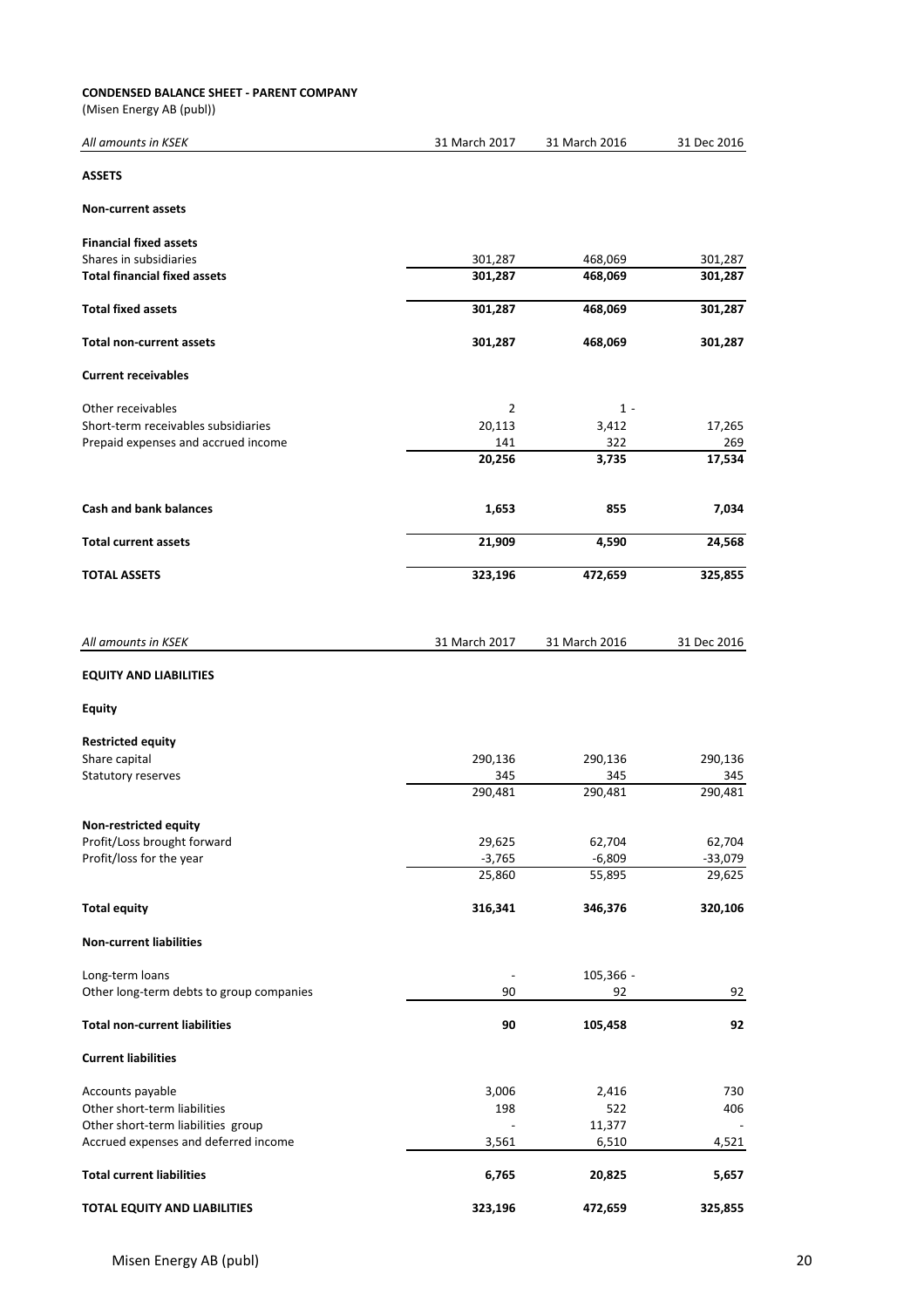**CONDENSED BALANCE SHEET - PARENT COMPANY**
(Misen Energy AB (publ))

| *All amounts in KSEK* | 31 March 2017 | 31 March 2016 | 31 Dec 2016 |
|---|---|---|---|
| **ASSETS** | | | |
| **Non-current assets** | | | |
| **Financial fixed assets** | | | |
| Shares in subsidiaries | 301,287 | 468,069 | 301,287 |
| **Total financial fixed assets** | **301,287** | **468,069** | **301,287** |
| **Total fixed assets** | **301,287** | **468,069** | **301,287** |
| **Total non-current assets** | **301,287** | **468,069** | **301,287** |
| **Current receivables** | | | |
| Other receivables | 2 | 1 | - |
| Short-term receivables subsidiaries | 20,113 | 3,412 | 17,265 |
| Prepaid expenses and accrued income | 141 | 322 | 269 |
| | **20,256** | **3,735** | **17,534** |
| **Cash and bank balances** | **1,653** | **855** | **7,034** |
| **Total current assets** | **21,909** | **4,590** | **24,568** |
| **TOTAL ASSETS** | **323,196** | **472,659** | **325,855** |

| *All amounts in KSEK* | 31 March 2017 | 31 March 2016 | 31 Dec 2016 |
|---|---|---|---|
| **EQUITY AND LIABILITIES** | | | |
| **Equity** | | | |
| **Restricted equity** | | | |
| Share capital | 290,136 | 290,136 | 290,136 |
| Statutory reserves | 345 | 345 | 345 |
| | 290,481 | 290,481 | 290,481 |
| **Non-restricted equity** | | | |
| Profit/Loss brought forward | 29,625 | 62,704 | 62,704 |
| Profit/loss for the year | -3,765 | -6,809 | -33,079 |
| | 25,860 | 55,895 | 29,625 |
| **Total equity** | **316,341** | **346,376** | **320,106** |
| **Non-current liabilities** | | | |
| Long-term loans | - | 105,366 | - |
| Other long-term debts to group companies | 90 | 92 | 92 |
| **Total non-current liabilities** | **90** | **105,458** | **92** |
| **Current liabilities** | | | |
| Accounts payable | 3,006 | 2,416 | 730 |
| Other short-term liabilities | 198 | 522 | 406 |
| Other short-term liabilities group | - | 11,377 | - |
| Accrued expenses and deferred income | 3,561 | 6,510 | 4,521 |
| **Total current liabilities** | **6,765** | **20,825** | **5,657** |
| **TOTAL EQUITY AND LIABILITIES** | **323,196** | **472,659** | **325,855** |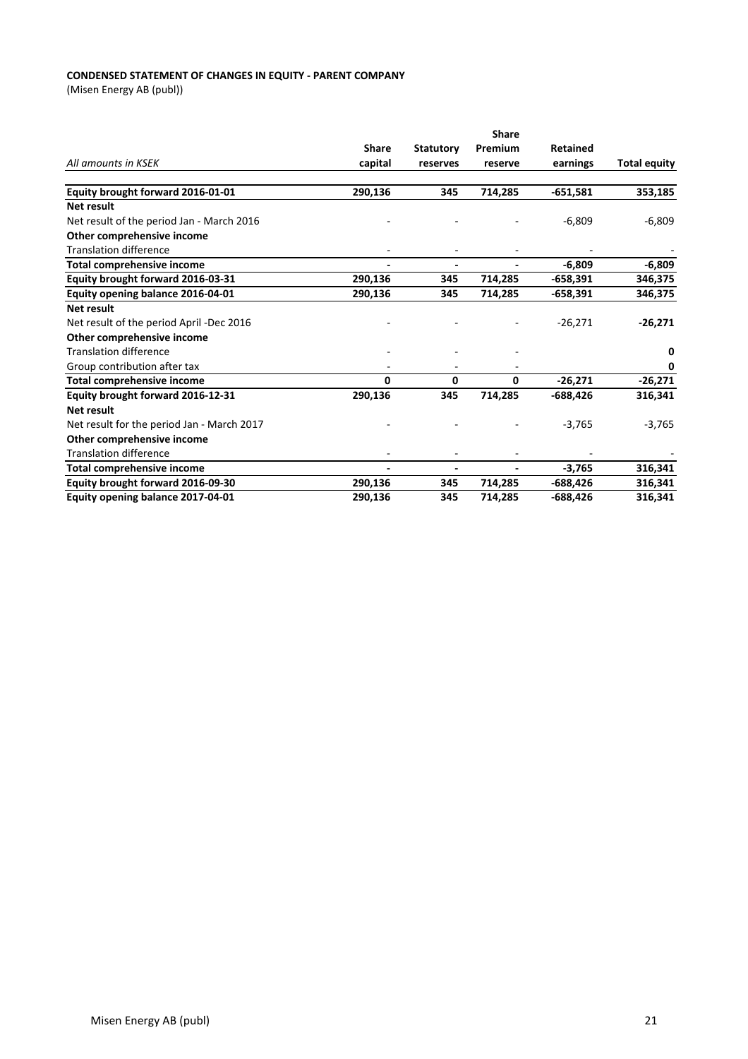**CONDENSED STATEMENT OF CHANGES IN EQUITY - PARENT COMPANY**
(Misen Energy AB (publ))

| *All amounts in KSEK* | Share capital | Statutory reserves | Share Premium reserve | Retained earnings | Total equity |
|---|---|---|---|---|---|
| **Equity brought forward 2016-01-01** | **290,136** | **345** | **714,285** | **-651,581** | **353,185** |
| **Net result** | | | | | |
| Net result of the period Jan - March 2016 | - | - | - | -6,809 | -6,809 |
| **Other comprehensive income** | | | | | |
| Translation difference | - | - | - | - | - |
| **Total comprehensive income** | **-** | **-** | **-** | **-6,809** | **-6,809** |
| **Equity brought forward 2016-03-31** | **290,136** | **345** | **714,285** | **-658,391** | **346,375** |
| **Equity opening balance 2016-04-01** | **290,136** | **345** | **714,285** | **-658,391** | **346,375** |
| **Net result** | | | | | |
| Net result of the period April -Dec 2016 | - | - | - | -26,271 | **-26,271** |
| **Other comprehensive income** | | | | | |
| Translation difference | - | - | - | | **0** |
| Group contribution after tax | - | - | - | | **0** |
| **Total comprehensive income** | **0** | **0** | **0** | **-26,271** | **-26,271** |
| **Equity brought forward 2016-12-31** | **290,136** | **345** | **714,285** | **-688,426** | **316,341** |
| **Net result** | | | | | |
| Net result for the period Jan - March 2017 | - | - | - | -3,765 | -3,765 |
| **Other comprehensive income** | | | | | |
| Translation difference | - | - | - | - | - |
| **Total comprehensive income** | **-** | **-** | **-** | **-3,765** | **316,341** |
| **Equity brought forward 2016-09-30** | **290,136** | **345** | **714,285** | **-688,426** | **316,341** |
| **Equity opening balance 2017-04-01** | **290,136** | **345** | **714,285** | **-688,426** | **316,341** |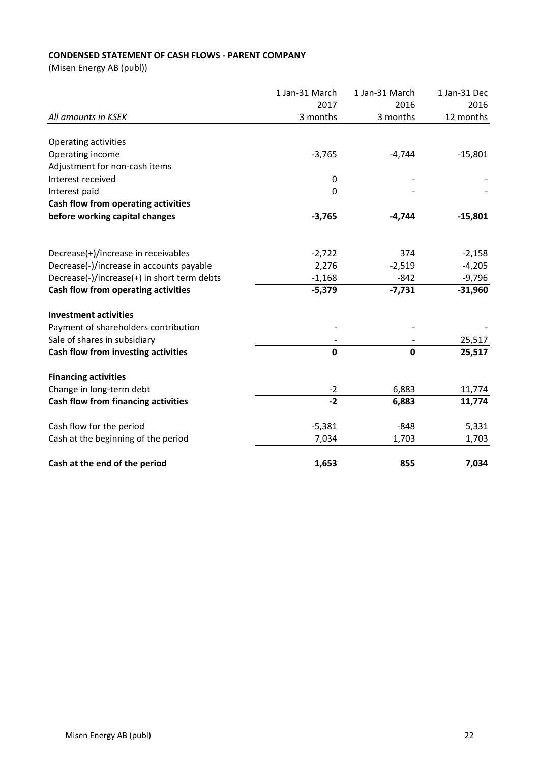**CONDENSED STATEMENT OF CASH FLOWS - PARENT COMPANY**

(Misen Energy AB (publ))

| *All amounts in KSEK* | 1 Jan-31 March 2017 3 months | 1 Jan-31 March 2016 3 months | 1 Jan-31 Dec 2016 12 months |
|---|---|---|---|
| Operating activities | | | |
| Operating income | -3,765 | -4,744 | -15,801 |
| Adjustment for non-cash items | | | |
| Interest received | 0 | - | - |
| Interest paid | 0 | - | - |
| **Cash flow from operating activities before working capital changes** | **-3,765** | **-4,744** | **-15,801** |
| | | | |
| Decrease(+)/increase in receivables | -2,722 | 374 | -2,158 |
| Decrease(-)/increase in accounts payable | 2,276 | -2,519 | -4,205 |
| Decrease(-)/increase(+) in short term debts | -1,168 | -842 | -9,796 |
| **Cash flow from operating activities** | **-5,379** | **-7,731** | **-31,960** |
| | | | |
| **Investment activities** | | | |
| Payment of shareholders contribution | - | - | - |
| Sale of shares in subsidiary | - | - | 25,517 |
| **Cash flow from investing activities** | **0** | **0** | **25,517** |
| | | | |
| **Financing activities** | | | |
| Change in long-term debt | -2 | 6,883 | 11,774 |
| **Cash flow from financing activities** | **-2** | **6,883** | **11,774** |
| | | | |
| Cash flow for the period | -5,381 | -848 | 5,331 |
| Cash at the beginning of the period | 7,034 | 1,703 | 1,703 |
| | | | |
| **Cash at the end of the period** | **1,653** | **855** | **7,034** |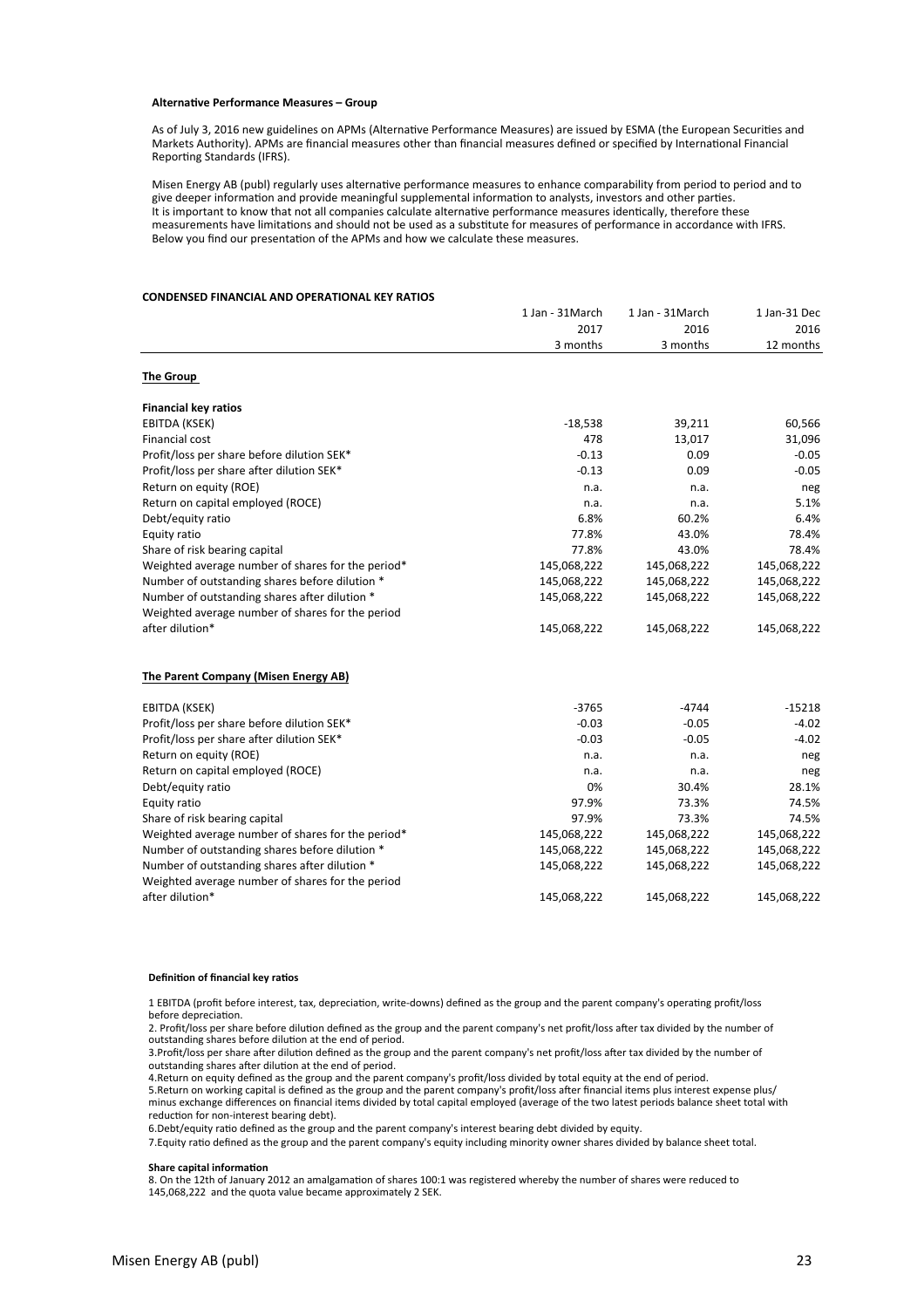**Alternative Performance Measures – Group**

As of July 3, 2016 new guidelines on APMs (Alternative Performance Measures) are issued by ESMA (the European Securities and Markets Authority). APMs are financial measures other than financial measures defined or specified by International Financial Reporting Standards (IFRS).

Misen Energy AB (publ) regularly uses alternative performance measures to enhance comparability from period to period and to give deeper information and provide meaningful supplemental information to analysts, investors and other parties. It is important to know that not all companies calculate alternative performance measures identically, therefore these measurements have limitations and should not be used as a substitute for measures of performance in accordance with IFRS. Below you find our presentation of the APMs and how we calculate these measures.

**CONDENSED FINANCIAL AND OPERATIONAL KEY RATIOS**

| | 1 Jan - 31March 2017 3 months | 1 Jan - 31March 2016 3 months | 1 Jan-31 Dec 2016 12 months |
|---|---|---|---|
| **The Group** | | | |
| **Financial key ratios** | | | |
| EBITDA (KSEK) | -18,538 | 39,211 | 60,566 |
| Financial cost | 478 | 13,017 | 31,096 |
| Profit/loss per share before dilution SEK* | -0.13 | 0.09 | -0.05 |
| Profit/loss per share after dilution SEK* | -0.13 | 0.09 | -0.05 |
| Return on equity (ROE) | n.a. | n.a. | neg |
| Return on capital employed (ROCE) | n.a. | n.a. | 5.1% |
| Debt/equity ratio | 6.8% | 60.2% | 6.4% |
| Equity ratio | 77.8% | 43.0% | 78.4% |
| Share of risk bearing capital | 77.8% | 43.0% | 78.4% |
| Weighted average number of shares for the period* | 145,068,222 | 145,068,222 | 145,068,222 |
| Number of outstanding shares before dilution * | 145,068,222 | 145,068,222 | 145,068,222 |
| Number of outstanding shares after dilution * | 145,068,222 | 145,068,222 | 145,068,222 |
| Weighted average number of shares for the period after dilution* | 145,068,222 | 145,068,222 | 145,068,222 |
| **The Parent Company (Misen Energy AB)** | | | |
| EBITDA (KSEK) | -3765 | -4744 | -15218 |
| Profit/loss per share before dilution SEK* | -0.03 | -0.05 | -4.02 |
| Profit/loss per share after dilution SEK* | -0.03 | -0.05 | -4.02 |
| Return on equity (ROE) | n.a. | n.a. | neg |
| Return on capital employed (ROCE) | n.a. | n.a. | neg |
| Debt/equity ratio | 0% | 30.4% | 28.1% |
| Equity ratio | 97.9% | 73.3% | 74.5% |
| Share of risk bearing capital | 97.9% | 73.3% | 74.5% |
| Weighted average number of shares for the period* | 145,068,222 | 145,068,222 | 145,068,222 |
| Number of outstanding shares before dilution * | 145,068,222 | 145,068,222 | 145,068,222 |
| Number of outstanding shares after dilution * | 145,068,222 | 145,068,222 | 145,068,222 |
| Weighted average number of shares for the period after dilution* | 145,068,222 | 145,068,222 | 145,068,222 |

**Definition of financial key ratios**

1 EBITDA (profit before interest, tax, depreciation, write-downs) defined as the group and the parent company's operating profit/loss before depreciation.

2. Profit/loss per share before dilution defined as the group and the parent company's net profit/loss after tax divided by the number of outstanding shares before dilution at the end of period.

3.Profit/loss per share after dilution defined as the group and the parent company's net profit/loss after tax divided by the number of outstanding shares after dilution at the end of period.

4.Return on equity defined as the group and the parent company's profit/loss divided by total equity at the end of period.

5.Return on working capital is defined as the group and the parent company's profit/loss after financial items plus interest expense plus/minus exchange differences on financial items divided by total capital employed (average of the two latest periods balance sheet total with reduction for non-interest bearing debt).

6.Debt/equity ratio defined as the group and the parent company's interest bearing debt divided by equity.

7.Equity ratio defined as the group and the parent company's equity including minority owner shares divided by balance sheet total.

**Share capital information**

8. On the 12th of January 2012 an amalgamation of shares 100:1 was registered whereby the number of shares were reduced to 145,068,222 and the quota value became approximately 2 SEK.